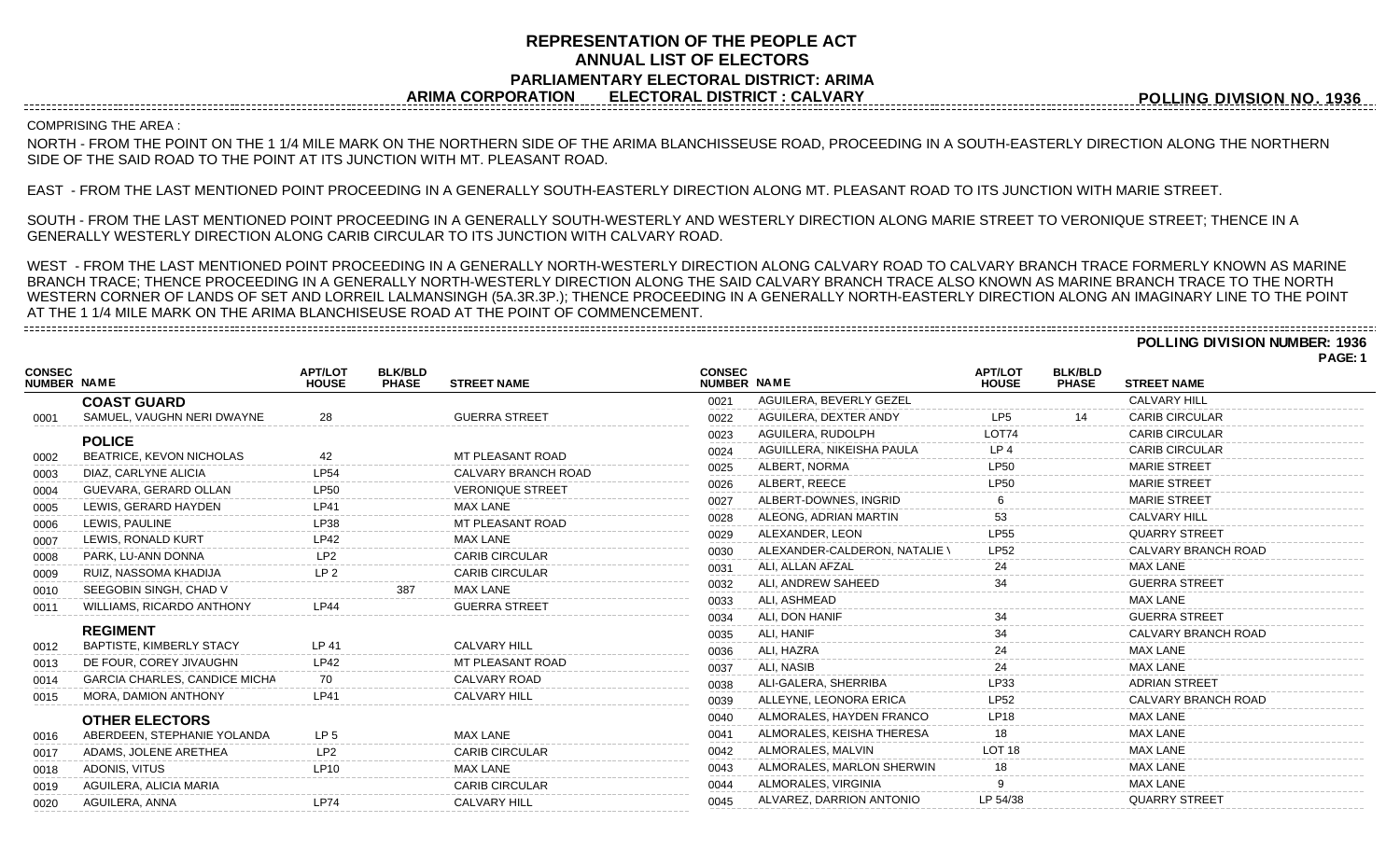# REPRESENTATION OF THE PEOPLE ACT
## ANNUAL LIST OF ELECTORS
### PARLIAMENTARY ELECTORAL DISTRICT: ARIMA
### ARIMA CORPORATION ELECTORAL DISTRICT : CALVARY

**POLLING DIVISION NO. 1936**

COMPRISING THE AREA :

NORTH - FROM THE POINT ON THE 1 1/4 MILE MARK ON THE NORTHERN SIDE OF THE ARIMA BLANCHISSEUSE ROAD, PROCEEDING IN A SOUTH-EASTERLY DIRECTION ALONG THE NORTHERN SIDE OF THE SAID ROAD TO THE POINT AT ITS JUNCTION WITH MT. PLEASANT ROAD.

EAST - FROM THE LAST MENTIONED POINT PROCEEDING IN A GENERALLY SOUTH-EASTERLY DIRECTION ALONG MT. PLEASANT ROAD TO ITS JUNCTION WITH MARIE STREET.

SOUTH - FROM THE LAST MENTIONED POINT PROCEEDING IN A GENERALLY SOUTH-WESTERLY AND WESTERLY DIRECTION ALONG MARIE STREET TO VERONIQUE STREET; THENCE IN A GENERALLY WESTERLY DIRECTION ALONG CARIB CIRCULAR TO ITS JUNCTION WITH CALVARY ROAD.

WEST - FROM THE LAST MENTIONED POINT PROCEEDING IN A GENERALLY NORTH-WESTERLY DIRECTION ALONG CALVARY ROAD TO CALVARY BRANCH TRACE FORMERLY KNOWN AS MARINE BRANCH TRACE; THENCE PROCEEDING IN A GENERALLY NORTH-WESTERLY DIRECTION ALONG THE SAID CALVARY BRANCH TRACE ALSO KNOWN AS MARINE BRANCH TRACE TO THE NORTH WESTERN CORNER OF LANDS OF SET AND LORREIL LALMANSINGH (5A.3R.3P.); THENCE PROCEEDING IN A GENERALLY NORTH-EASTERLY DIRECTION ALONG AN IMAGINARY LINE TO THE POINT AT THE 1 1/4 MILE MARK ON THE ARIMA BLANCHISEUSE ROAD AT THE POINT OF COMMENCEMENT.

**POLLING DIVISION NUMBER: 1936**

**PAGE: 1**

| CONSEC NUMBER | NAME | APT/LOT HOUSE | BLK/BLD PHASE | STREET NAME |
|---|---|---|---|---|
| | **COAST GUARD** | | | |
| 0001 | SAMUEL, VAUGHN NERI DWAYNE | 28 | | GUERRA STREET |
| | **POLICE** | | | |
| 0002 | BEATRICE, KEVON NICHOLAS | 42 | | MT PLEASANT ROAD |
| 0003 | DIAZ, CARLYNE ALICIA | LP54 | | CALVARY BRANCH ROAD |
| 0004 | GUEVARA, GERARD OLLAN | LP50 | | VERONIQUE STREET |
| 0005 | LEWIS, GERARD HAYDEN | LP41 | | MAX LANE |
| 0006 | LEWIS, PAULINE | LP38 | | MT PLEASANT ROAD |
| 0007 | LEWIS, RONALD KURT | LP42 | | MAX LANE |
| 0008 | PARK, LU-ANN DONNA | LP2 | | CARIB CIRCULAR |
| 0009 | RUIZ, NASSOMA KHADIJA | LP 2 | | CARIB CIRCULAR |
| 0010 | SEEGOBIN SINGH, CHAD V | | 387 | MAX LANE |
| 0011 | WILLIAMS, RICARDO ANTHONY | LP44 | | GUERRA STREET |
| | **REGIMENT** | | | |
| 0012 | BAPTISTE, KIMBERLY STACY | LP 41 | | CALVARY HILL |
| 0013 | DE FOUR, COREY JIVAUGHN | LP42 | | MT PLEASANT ROAD |
| 0014 | GARCIA CHARLES, CANDICE MICHA | 70 | | CALVARY ROAD |
| 0015 | MORA, DAMION ANTHONY | LP41 | | CALVARY HILL |
| | **OTHER ELECTORS** | | | |
| 0016 | ABERDEEN, STEPHANIE YOLANDA | LP 5 | | MAX LANE |
| 0017 | ADAMS, JOLENE ARETHEA | LP2 | | CARIB CIRCULAR |
| 0018 | ADONIS, VITUS | LP10 | | MAX LANE |
| 0019 | AGUILERA, ALICIA MARIA | | | CARIB CIRCULAR |
| 0020 | AGUILERA, ANNA | LP74 | | CALVARY HILL |
| 0021 | AGUILERA, BEVERLY GEZEL | | | CALVARY HILL |
| 0022 | AGUILERA, DEXTER ANDY | LP5 | 14 | CARIB CIRCULAR |
| 0023 | AGUILERA, RUDOLPH | LOT74 | | CARIB CIRCULAR |
| 0024 | AGUILLERA, NIKEISHA PAULA | LP 4 | | CARIB CIRCULAR |
| 0025 | ALBERT, NORMA | LP50 | | MARIE STREET |
| 0026 | ALBERT, REECE | LP50 | | MARIE STREET |
| 0027 | ALBERT-DOWNES, INGRID | 6 | | MARIE STREET |
| 0028 | ALEONG, ADRIAN MARTIN | 53 | | CALVARY HILL |
| 0029 | ALEXANDER, LEON | LP55 | | QUARRY STREET |
| 0030 | ALEXANDER-CALDERON, NATALIE \ | LP52 | | CALVARY BRANCH ROAD |
| 0031 | ALI, ALLAN AFZAL | 24 | | MAX LANE |
| 0032 | ALI, ANDREW SAHEED | 34 | | GUERRA STREET |
| 0033 | ALI, ASHMEAD | | | MAX LANE |
| 0034 | ALI, DON HANIF | 34 | | GUERRA STREET |
| 0035 | ALI, HANIF | 34 | | CALVARY BRANCH ROAD |
| 0036 | ALI, HAZRA | 24 | | MAX LANE |
| 0037 | ALI, NASIB | 24 | | MAX LANE |
| 0038 | ALI-GALERA, SHERRIBA | LP33 | | ADRIAN STREET |
| 0039 | ALLEYNE, LEONORA ERICA | LP52 | | CALVARY BRANCH ROAD |
| 0040 | ALMORALES, HAYDEN FRANCO | LP18 | | MAX LANE |
| 0041 | ALMORALES, KEISHA THERESA | 18 | | MAX LANE |
| 0042 | ALMORALES, MALVIN | LOT 18 | | MAX LANE |
| 0043 | ALMORALES, MARLON SHERWIN | 18 | | MAX LANE |
| 0044 | ALMORALES, VIRGINIA | 9 | | MAX LANE |
| 0045 | ALVAREZ, DARRION ANTONIO | LP 54/38 | | QUARRY STREET |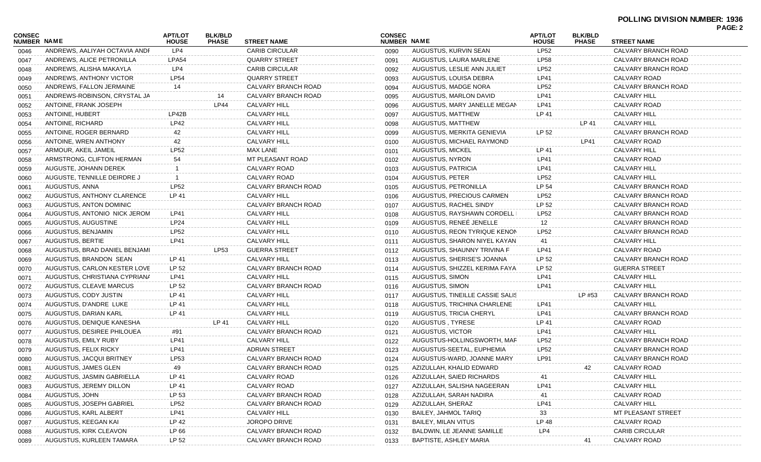**POLLING DIVISION NUMBER: 1936**

| CONSEC NUMBER | NAME | APT/LOT HOUSE | BLK/BLD PHASE | STREET NAME |
|---|---|---|---|---|
| 0046 | ANDREWS, AALIYAH OCTAVIA ANDI | LP4 | | CARIB CIRCULAR |
| 0047 | ANDREWS, ALICE PETRONILLA | LPA54 | | QUARRY STREET |
| 0048 | ANDREWS, ALISHA MAKAYLA | LP4 | | CARIB CIRCULAR |
| 0049 | ANDREWS, ANTHONY VICTOR | LP54 | | QUARRY STREET |
| 0050 | ANDREWS, FALLON JERMAINE | 14 | | CALVARY BRANCH ROAD |
| 0051 | ANDREWS-ROBINSON, CRYSTAL JA | | 14 | CALVARY BRANCH ROAD |
| 0052 | ANTOINE, FRANK JOSEPH | | LP44 | CALVARY HILL |
| 0053 | ANTOINE, HUBERT | LP42B | | CALVARY HILL |
| 0054 | ANTOINE, RICHARD | LP42 | | CALVARY HILL |
| 0055 | ANTOINE, ROGER BERNARD | 42 | | CALVARY HILL |
| 0056 | ANTOINE, WREN ANTHONY | 42 | | CALVARY HILL |
| 0057 | ARMOUR, AKEIL JAMEIL | LP52 | | MAX LANE |
| 0058 | ARMSTRONG, CLIFTON HERMAN | 54 | | MT PLEASANT ROAD |
| 0059 | AUGUSTE, JOHANN DEREK | 1 | | CALVARY ROAD |
| 0060 | AUGUSTE, TENNILLE DEIRDRE J | 1 | | CALVARY ROAD |
| 0061 | AUGUSTUS, ANNA | LP52 | | CALVARY BRANCH ROAD |
| 0062 | AUGUSTUS, ANTHONY CLARENCE | LP 41 | | CALVARY HILL |
| 0063 | AUGUSTUS, ANTON DOMINIC | | | CALVARY BRANCH ROAD |
| 0064 | AUGUSTUS, ANTONIO NICK JEROM | LP41 | | CALVARY HILL |
| 0065 | AUGUSTUS, AUGUSTINE | LP24 | | CALVARY HILL |
| 0066 | AUGUSTUS, BENJAMIN | LP52 | | CALVARY HILL |
| 0067 | AUGUSTUS, BERTIE | LP41 | | CALVARY HILL |
| 0068 | AUGUSTUS, BRAD DANIEL BENJAMI | | LP53 | GUERRA STREET |
| 0069 | AUGUSTUS, BRANDON SEAN | LP 41 | | CALVARY HILL |
| 0070 | AUGUSTUS, CARLON KESTER LOVE | LP 52 | | CALVARY BRANCH ROAD |
| 0071 | AUGUSTUS, CHRISTIANA CYPRIAN/ | LP41 | | CALVARY HILL |
| 0072 | AUGUSTUS, CLEAVE MARCUS | LP 52 | | CALVARY BRANCH ROAD |
| 0073 | AUGUSTUS, CODY JUSTIN | LP 41 | | CALVARY HILL |
| 0074 | AUGUSTUS, D'ANDRE LUKE | LP 41 | | CALVARY HILL |
| 0075 | AUGUSTUS, DARIAN KARL | LP 41 | | CALVARY HILL |
| 0076 | AUGUSTUS, DENIQUE KANESHA | | LP 41 | CALVARY HILL |
| 0077 | AUGUSTUS, DESIREE PHILOUEA | #91 | | CALVARY BRANCH ROAD |
| 0078 | AUGUSTUS, EMILY RUBY | LP41 | | CALVARY HILL |
| 0079 | AUGUSTUS, FELIX RICKY | LP41 | | ADRIAN STREET |
| 0080 | AUGUSTUS, JACQUI BRITNEY | LP53 | | CALVARY BRANCH ROAD |
| 0081 | AUGUSTUS, JAMES GLEN | 49 | | CALVARY BRANCH ROAD |
| 0082 | AUGUSTUS, JASMIN GABRIELLA | LP 41 | | CALVARY ROAD |
| 0083 | AUGUSTUS, JEREMY DILLON | LP 41 | | CALVARY ROAD |
| 0084 | AUGUSTUS, JOHN | LP 53 | | CALVARY BRANCH ROAD |
| 0085 | AUGUSTUS, JOSEPH GABRIEL | LP52 | | CALVARY BRANCH ROAD |
| 0086 | AUGUSTUS, KARL ALBERT | LP41 | | CALVARY HILL |
| 0087 | AUGUSTUS, KEEGAN KAI | LP 42 | | JOROPO DRIVE |
| 0088 | AUGUSTUS, KIRK CLEAVON | LP 66 | | CALVARY BRANCH ROAD |
| 0089 | AUGUSTUS, KURLEEN TAMARA | LP 52 | | CALVARY BRANCH ROAD |
| 0090 | AUGUSTUS, KURVIN SEAN | LP52 | | CALVARY BRANCH ROAD |
| 0091 | AUGUSTUS, LAURA MARLENE | LP58 | | CALVARY BRANCH ROAD |
| 0092 | AUGUSTUS, LESLIE ANN JULIET | LP52 | | CALVARY BRANCH ROAD |
| 0093 | AUGUSTUS, LOUISA DEBRA | LP41 | | CALVARY ROAD |
| 0094 | AUGUSTUS, MADGE NORA | LP52 | | CALVARY BRANCH ROAD |
| 0095 | AUGUSTUS, MARLON DAVID | LP41 | | CALVARY HILL |
| 0096 | AUGUSTUS, MARY JANELLE MEGAN | LP41 | | CALVARY ROAD |
| 0097 | AUGUSTUS, MATTHEW | LP 41 | | CALVARY HILL |
| 0098 | AUGUSTUS, MATTHEW | | LP 41 | CALVARY HILL |
| 0099 | AUGUSTUS, MERKITA GENIEVIA | LP 52 | | CALVARY BRANCH ROAD |
| 0100 | AUGUSTUS, MICHAEL RAYMOND | | LP41 | CALVARY ROAD |
| 0101 | AUGUSTUS, MICKEL | LP 41 | | CALVARY HILL |
| 0102 | AUGUSTUS, NYRON | LP41 | | CALVARY ROAD |
| 0103 | AUGUSTUS, PATRICIA | LP41 | | CALVARY HILL |
| 0104 | AUGUSTUS, PETER | LP52 | | CALVARY HILL |
| 0105 | AUGUSTUS, PETRONILLA | LP 54 | | CALVARY BRANCH ROAD |
| 0106 | AUGUSTUS, PRECIOUS CARMEN | LP52 | | CALVARY BRANCH ROAD |
| 0107 | AUGUSTUS, RACHEL SINDY | LP 52 | | CALVARY BRANCH ROAD |
| 0108 | AUGUSTUS, RAYSHAWN CORDELL | LP52 | | CALVARY BRANCH ROAD |
| 0109 | AUGUSTUS, RENEÉ JENELLE | 12 | | CALVARY BRANCH ROAD |
| 0110 | AUGUSTUS, REON TYRIQUE KENON | LP52 | | CALVARY BRANCH ROAD |
| 0111 | AUGUSTUS, SHARON NIYEL KAYAN | 41 | | CALVARY HILL |
| 0112 | AUGUSTUS, SHAUNNY TRIVINA F | LP41 | | CALVARY ROAD |
| 0113 | AUGUSTUS, SHERISE'S JOANNA | LP 52 | | CALVARY BRANCH ROAD |
| 0114 | AUGUSTUS, SHIZZEL KERIMA FAYA | LP 52 | | GUERRA STREET |
| 0115 | AUGUSTUS, SIMON | LP41 | | CALVARY HILL |
| 0116 | AUGUSTUS, SIMON | LP41 | | CALVARY HILL |
| 0117 | AUGUSTUS, TINEILLE CASSIE SALIS | | LP #53 | CALVARY BRANCH ROAD |
| 0118 | AUGUSTUS, TRICHINA CHARLENE | LP41 | | CALVARY HILL |
| 0119 | AUGUSTUS, TRICIA CHERYL | LP41 | | CALVARY BRANCH ROAD |
| 0120 | AUGUSTUS , TYRESE | LP 41 | | CALVARY ROAD |
| 0121 | AUGUSTUS, VICTOR | LP41 | | CALVARY HILL |
| 0122 | AUGUSTUS-HOLLINGSWORTH, MAF | LP52 | | CALVARY BRANCH ROAD |
| 0123 | AUGUSTUS-SEETAL, EUPHEMIA | LP52 | | CALVARY BRANCH ROAD |
| 0124 | AUGUSTUS-WARD, JOANNE MARY | LP91 | | CALVARY BRANCH ROAD |
| 0125 | AZIZULLAH, KHALID EDWARD | | 42 | CALVARY ROAD |
| 0126 | AZIZULLAH, SAIED RICHARDS | 41 | | CALVARY HILL |
| 0127 | AZIZULLAH, SALISHA NAGEERAN | LP41 | | CALVARY HILL |
| 0128 | AZIZULLAH, SARAH NADIRA | 41 | | CALVARY ROAD |
| 0129 | AZIZULLAH, SHERAZ | LP41 | | CALVARY HILL |
| 0130 | BAILEY, JAHMOL TARIQ | 33 | | MT PLEASANT STREET |
| 0131 | BAILEY, MILAN VITUS | LP 48 | | CALVARY ROAD |
| 0132 | BALDWIN, LE JEANNE SAMILLE | LP4 | | CARIB CIRCULAR |
| 0133 | BAPTISTE, ASHLEY MARIA | | 41 | CALVARY ROAD |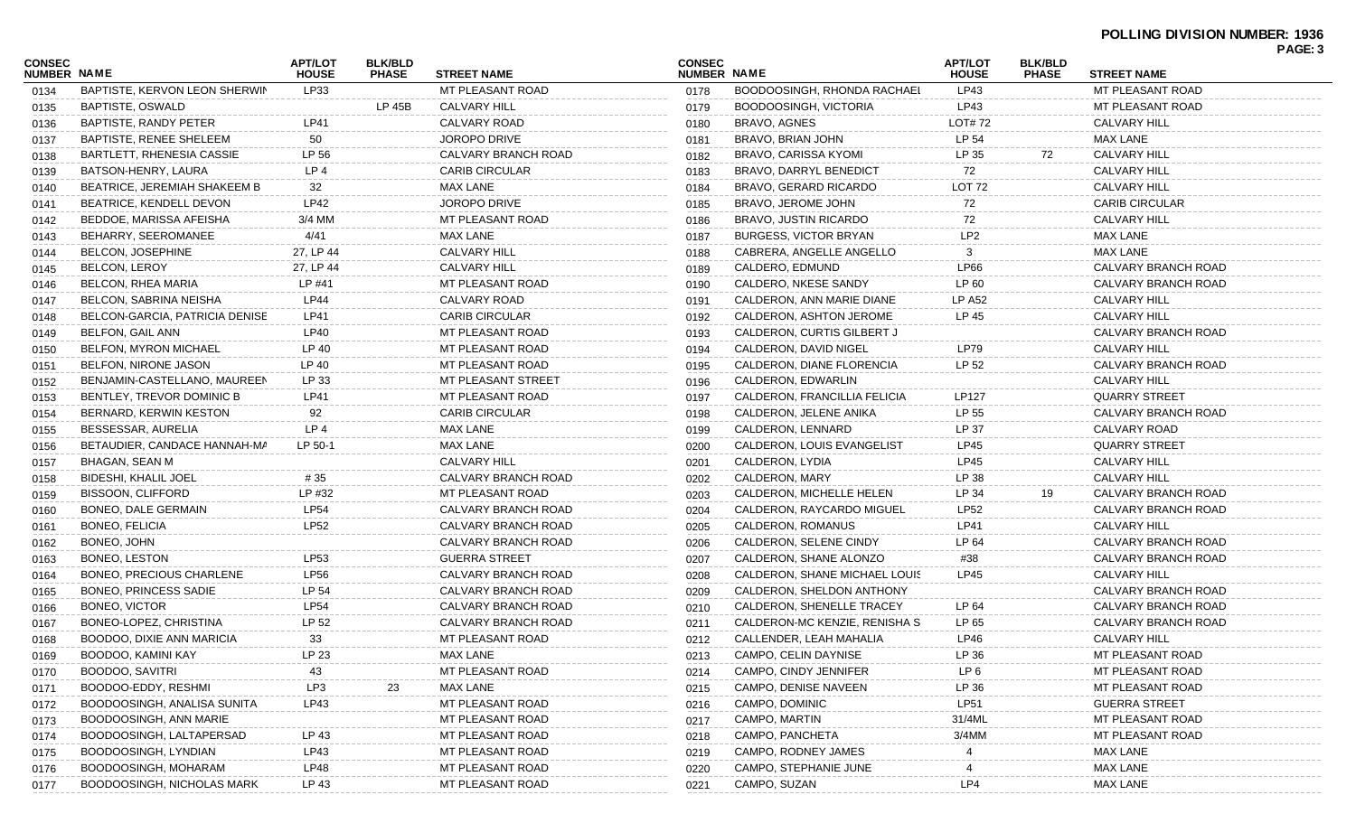# POLLING DIVISION NUMBER: 1936

| CONSEC NUMBER | NAME | APT/LOT HOUSE | BLK/BLD PHASE | STREET NAME |
|---|---|---|---|---|
| 0134 | BAPTISTE, KERVON LEON SHERWIN | LP33 | | MT PLEASANT ROAD |
| 0135 | BAPTISTE, OSWALD | | LP 45B | CALVARY HILL |
| 0136 | BAPTISTE, RANDY PETER | LP41 | | CALVARY ROAD |
| 0137 | BAPTISTE, RENEE SHELEEM | 50 | | JOROPO DRIVE |
| 0138 | BARTLETT, RHENESIA CASSIE | LP 56 | | CALVARY BRANCH ROAD |
| 0139 | BATSON-HENRY, LAURA | LP 4 | | CARIB CIRCULAR |
| 0140 | BEATRICE, JEREMIAH SHAKEEM B | 32 | | MAX LANE |
| 0141 | BEATRICE, KENDELL DEVON | LP42 | | JOROPO DRIVE |
| 0142 | BEDDOE, MARISSA AFEISHA | 3/4 MM | | MT PLEASANT ROAD |
| 0143 | BEHARRY, SEEROMANEE | 4/41 | | MAX LANE |
| 0144 | BELCON, JOSEPHINE | 27, LP 44 | | CALVARY HILL |
| 0145 | BELCON, LEROY | 27, LP 44 | | CALVARY HILL |
| 0146 | BELCON, RHEA MARIA | LP #41 | | MT PLEASANT ROAD |
| 0147 | BELCON, SABRINA NEISHA | LP44 | | CALVARY ROAD |
| 0148 | BELCON-GARCIA, PATRICIA DENISE | LP41 | | CARIB CIRCULAR |
| 0149 | BELFON, GAIL ANN | LP40 | | MT PLEASANT ROAD |
| 0150 | BELFON, MYRON MICHAEL | LP 40 | | MT PLEASANT ROAD |
| 0151 | BELFON, NIRONE JASON | LP 40 | | MT PLEASANT ROAD |
| 0152 | BENJAMIN-CASTELLANO, MAUREEN | LP 33 | | MT PLEASANT STREET |
| 0153 | BENTLEY, TREVOR DOMINIC B | LP41 | | MT PLEASANT ROAD |
| 0154 | BERNARD, KERWIN KESTON | 92 | | CARIB CIRCULAR |
| 0155 | BESSESSAR, AURELIA | LP 4 | | MAX LANE |
| 0156 | BETAUDIER, CANDACE HANNAH-MA | LP 50-1 | | MAX LANE |
| 0157 | BHAGAN, SEAN M | | | CALVARY HILL |
| 0158 | BIDESHI, KHALIL JOEL | # 35 | | CALVARY BRANCH ROAD |
| 0159 | BISSOON, CLIFFORD | LP #32 | | MT PLEASANT ROAD |
| 0160 | BONEO, DALE GERMAIN | LP54 | | CALVARY BRANCH ROAD |
| 0161 | BONEO, FELICIA | LP52 | | CALVARY BRANCH ROAD |
| 0162 | BONEO, JOHN | | | CALVARY BRANCH ROAD |
| 0163 | BONEO, LESTON | LP53 | | GUERRA STREET |
| 0164 | BONEO, PRECIOUS CHARLENE | LP56 | | CALVARY BRANCH ROAD |
| 0165 | BONEO, PRINCESS SADIE | LP 54 | | CALVARY BRANCH ROAD |
| 0166 | BONEO, VICTOR | LP54 | | CALVARY BRANCH ROAD |
| 0167 | BONEO-LOPEZ, CHRISTINA | LP 52 | | CALVARY BRANCH ROAD |
| 0168 | BOODOO, DIXIE ANN MARICIA | 33 | | MT PLEASANT ROAD |
| 0169 | BOODOO, KAMINI KAY | LP 23 | | MAX LANE |
| 0170 | BOODOO, SAVITRI | 43 | | MT PLEASANT ROAD |
| 0171 | BOODOO-EDDY, RESHMI | LP3 | 23 | MAX LANE |
| 0172 | BOODOOSINGH, ANALISA SUNITA | LP43 | | MT PLEASANT ROAD |
| 0173 | BOODOOSINGH, ANN MARIE | | | MT PLEASANT ROAD |
| 0174 | BOODOOSINGH, LALTAPERSAD | LP 43 | | MT PLEASANT ROAD |
| 0175 | BOODOOSINGH, LYNDIAN | LP43 | | MT PLEASANT ROAD |
| 0176 | BOODOOSINGH, MOHARAM | LP48 | | MT PLEASANT ROAD |
| 0177 | BOODOOSINGH, NICHOLAS MARK | LP 43 | | MT PLEASANT ROAD |
| 0178 | BOODOOSINGH, RHONDA RACHAEL | LP43 | | MT PLEASANT ROAD |
| 0179 | BOODOOSINGH, VICTORIA | LP43 | | MT PLEASANT ROAD |
| 0180 | BRAVO, AGNES | LOT# 72 | | CALVARY HILL |
| 0181 | BRAVO, BRIAN JOHN | LP 54 | | MAX LANE |
| 0182 | BRAVO, CARISSA KYOMI | LP 35 | 72 | CALVARY HILL |
| 0183 | BRAVO, DARRYL BENEDICT | 72 | | CALVARY HILL |
| 0184 | BRAVO, GERARD RICARDO | LOT 72 | | CALVARY HILL |
| 0185 | BRAVO, JEROME JOHN | 72 | | CARIB CIRCULAR |
| 0186 | BRAVO, JUSTIN RICARDO | 72 | | CALVARY HILL |
| 0187 | BURGESS, VICTOR BRYAN | LP2 | | MAX LANE |
| 0188 | CABRERA, ANGELLE ANGELLO | 3 | | MAX LANE |
| 0189 | CALDERO, EDMUND | LP66 | | CALVARY BRANCH ROAD |
| 0190 | CALDERO, NKESE SANDY | LP 60 | | CALVARY BRANCH ROAD |
| 0191 | CALDERON, ANN MARIE DIANE | LP A52 | | CALVARY HILL |
| 0192 | CALDERON, ASHTON JEROME | LP 45 | | CALVARY HILL |
| 0193 | CALDERON, CURTIS GILBERT J | | | CALVARY BRANCH ROAD |
| 0194 | CALDERON, DAVID NIGEL | LP79 | | CALVARY HILL |
| 0195 | CALDERON, DIANE FLORENCIA | LP 52 | | CALVARY BRANCH ROAD |
| 0196 | CALDERON, EDWARLIN | | | CALVARY HILL |
| 0197 | CALDERON, FRANCILLIA FELICIA | LP127 | | QUARRY STREET |
| 0198 | CALDERON, JELENE ANIKA | LP 55 | | CALVARY BRANCH ROAD |
| 0199 | CALDERON, LENNARD | LP 37 | | CALVARY ROAD |
| 0200 | CALDERON, LOUIS EVANGELIST | LP45 | | QUARRY STREET |
| 0201 | CALDERON, LYDIA | LP45 | | CALVARY HILL |
| 0202 | CALDERON, MARY | LP 38 | | CALVARY HILL |
| 0203 | CALDERON, MICHELLE HELEN | LP 34 | 19 | CALVARY BRANCH ROAD |
| 0204 | CALDERON, RAYCARDO MIGUEL | LP52 | | CALVARY BRANCH ROAD |
| 0205 | CALDERON, ROMANUS | LP41 | | CALVARY HILL |
| 0206 | CALDERON, SELENE CINDY | LP 64 | | CALVARY BRANCH ROAD |
| 0207 | CALDERON, SHANE ALONZO | #38 | | CALVARY BRANCH ROAD |
| 0208 | CALDERON, SHANE MICHAEL LOUIS | LP45 | | CALVARY HILL |
| 0209 | CALDERON, SHELDON ANTHONY | | | CALVARY BRANCH ROAD |
| 0210 | CALDERON, SHENELLE TRACEY | LP 64 | | CALVARY BRANCH ROAD |
| 0211 | CALDERON-MC KENZIE, RENISHA S | LP 65 | | CALVARY BRANCH ROAD |
| 0212 | CALLENDER, LEAH MAHALIA | LP46 | | CALVARY HILL |
| 0213 | CAMPO, CELIN DAYNISE | LP 36 | | MT PLEASANT ROAD |
| 0214 | CAMPO, CINDY JENNIFER | LP 6 | | MT PLEASANT ROAD |
| 0215 | CAMPO, DENISE NAVEEN | LP 36 | | MT PLEASANT ROAD |
| 0216 | CAMPO, DOMINIC | LP51 | | GUERRA STREET |
| 0217 | CAMPO, MARTIN | 31/4ML | | MT PLEASANT ROAD |
| 0218 | CAMPO, PANCHETA | 3/4MM | | MT PLEASANT ROAD |
| 0219 | CAMPO, RODNEY JAMES | 4 | | MAX LANE |
| 0220 | CAMPO, STEPHANIE JUNE | 4 | | MAX LANE |
| 0221 | CAMPO, SUZAN | LP4 | | MAX LANE |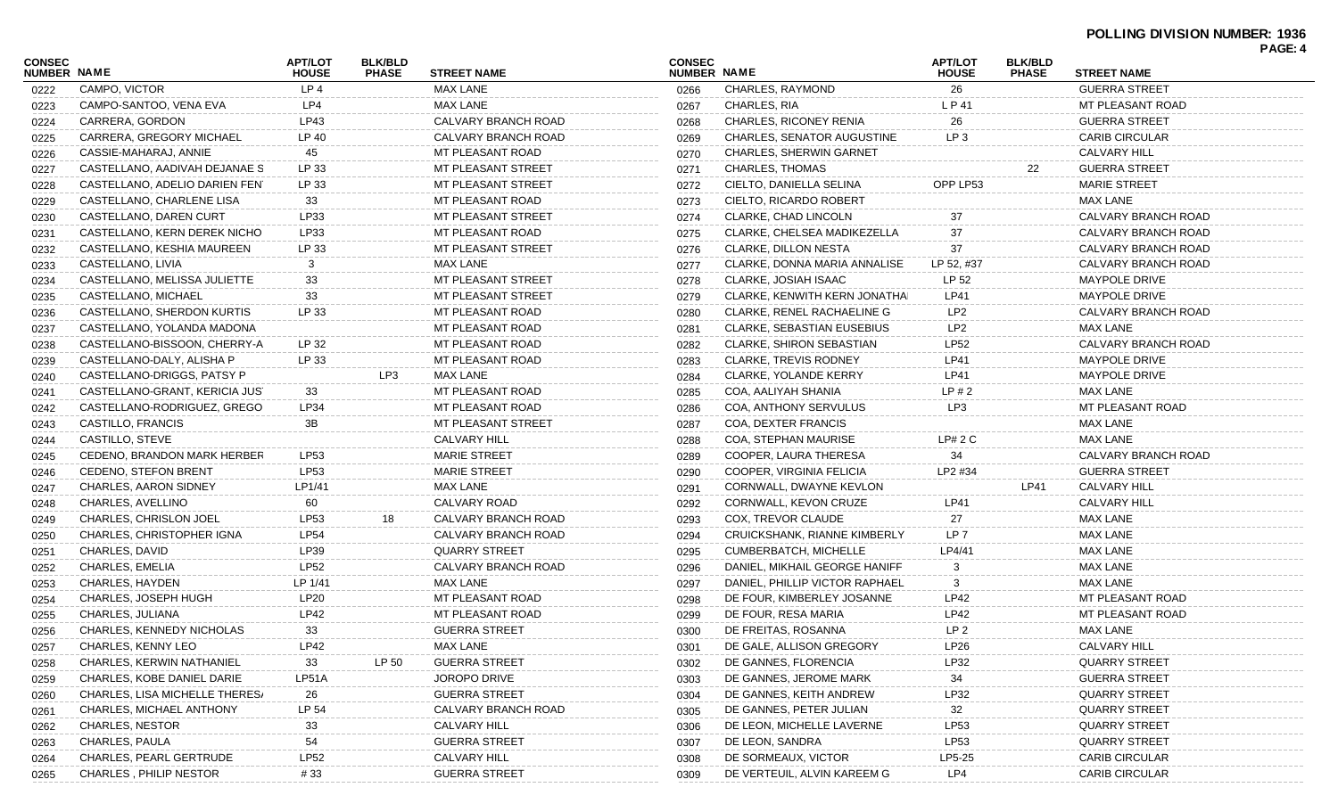**POLLING DIVISION NUMBER: 1936**

| CONSEC NUMBER | NAME | APT/LOT HOUSE | BLK/BLD PHASE | STREET NAME |
|---|---|---|---|---|
| 0222 | CAMPO, VICTOR | LP 4 | | MAX LANE |
| 0223 | CAMPO-SANTOO, VENA EVA | LP4 | | MAX LANE |
| 0224 | CARRERA, GORDON | LP43 | | CALVARY BRANCH ROAD |
| 0225 | CARRERA, GREGORY MICHAEL | LP 40 | | CALVARY BRANCH ROAD |
| 0226 | CASSIE-MAHARAJ, ANNIE | 45 | | MT PLEASANT ROAD |
| 0227 | CASTELLANO, AADIVAH DEJANAE S | LP 33 | | MT PLEASANT STREET |
| 0228 | CASTELLANO, ADELIO DARIEN FEN | LP 33 | | MT PLEASANT STREET |
| 0229 | CASTELLANO, CHARLENE LISA | 33 | | MT PLEASANT ROAD |
| 0230 | CASTELLANO, DAREN CURT | LP33 | | MT PLEASANT STREET |
| 0231 | CASTELLANO, KERN DEREK NICHO | LP33 | | MT PLEASANT ROAD |
| 0232 | CASTELLANO, KESHIA MAUREEN | LP 33 | | MT PLEASANT STREET |
| 0233 | CASTELLANO, LIVIA | 3 | | MAX LANE |
| 0234 | CASTELLANO, MELISSA JULIETTE | 33 | | MT PLEASANT STREET |
| 0235 | CASTELLANO, MICHAEL | 33 | | MT PLEASANT STREET |
| 0236 | CASTELLANO, SHERDON KURTIS | LP 33 | | MT PLEASANT ROAD |
| 0237 | CASTELLANO, YOLANDA MADONA | | | MT PLEASANT ROAD |
| 0238 | CASTELLANO-BISSOON, CHERRY-A | LP 32 | | MT PLEASANT ROAD |
| 0239 | CASTELLANO-DALY, ALISHA P | LP 33 | | MT PLEASANT ROAD |
| 0240 | CASTELLANO-DRIGGS, PATSY P | | LP3 | MAX LANE |
| 0241 | CASTELLANO-GRANT, KERICIA JUS | 33 | | MT PLEASANT ROAD |
| 0242 | CASTELLANO-RODRIGUEZ, GREGO | LP34 | | MT PLEASANT ROAD |
| 0243 | CASTILLO, FRANCIS | 3B | | MT PLEASANT STREET |
| 0244 | CASTILLO, STEVE | | | CALVARY HILL |
| 0245 | CEDENO, BRANDON MARK HERBER | LP53 | | MARIE STREET |
| 0246 | CEDENO, STEFON BRENT | LP53 | | MARIE STREET |
| 0247 | CHARLES, AARON SIDNEY | LP1/41 | | MAX LANE |
| 0248 | CHARLES, AVELLINO | 60 | | CALVARY ROAD |
| 0249 | CHARLES, CHRISLON JOEL | LP53 | 18 | CALVARY BRANCH ROAD |
| 0250 | CHARLES, CHRISTOPHER IGNA | LP54 | | CALVARY BRANCH ROAD |
| 0251 | CHARLES, DAVID | LP39 | | QUARRY STREET |
| 0252 | CHARLES, EMELIA | LP52 | | CALVARY BRANCH ROAD |
| 0253 | CHARLES, HAYDEN | LP 1/41 | | MAX LANE |
| 0254 | CHARLES, JOSEPH HUGH | LP20 | | MT PLEASANT ROAD |
| 0255 | CHARLES, JULIANA | LP42 | | MT PLEASANT ROAD |
| 0256 | CHARLES, KENNEDY NICHOLAS | 33 | | GUERRA STREET |
| 0257 | CHARLES, KENNY LEO | LP42 | | MAX LANE |
| 0258 | CHARLES, KERWIN NATHANIEL | 33 | LP 50 | GUERRA STREET |
| 0259 | CHARLES, KOBE DANIEL DARIE | LP51A | | JOROPO DRIVE |
| 0260 | CHARLES, LISA MICHELLE THERES/ | 26 | | GUERRA STREET |
| 0261 | CHARLES, MICHAEL ANTHONY | LP 54 | | CALVARY BRANCH ROAD |
| 0262 | CHARLES, NESTOR | 33 | | CALVARY HILL |
| 0263 | CHARLES, PAULA | 54 | | GUERRA STREET |
| 0264 | CHARLES, PEARL GERTRUDE | LP52 | | CALVARY HILL |
| 0265 | CHARLES , PHILIP NESTOR | # 33 | | GUERRA STREET |
| 0266 | CHARLES, RAYMOND | 26 | | GUERRA STREET |
| 0267 | CHARLES, RIA | L P 41 | | MT PLEASANT ROAD |
| 0268 | CHARLES, RICONEY RENIA | 26 | | GUERRA STREET |
| 0269 | CHARLES, SENATOR AUGUSTINE | LP 3 | | CARIB CIRCULAR |
| 0270 | CHARLES, SHERWIN GARNET | | | CALVARY HILL |
| 0271 | CHARLES, THOMAS | | 22 | GUERRA STREET |
| 0272 | CIELTO, DANIELLA SELINA | OPP LP53 | | MARIE STREET |
| 0273 | CIELTO, RICARDO ROBERT | | | MAX LANE |
| 0274 | CLARKE, CHAD LINCOLN | 37 | | CALVARY BRANCH ROAD |
| 0275 | CLARKE, CHELSEA MADIKEZELLA | 37 | | CALVARY BRANCH ROAD |
| 0276 | CLARKE, DILLON NESTA | 37 | | CALVARY BRANCH ROAD |
| 0277 | CLARKE, DONNA MARIA ANNALISE | LP 52, #37 | | CALVARY BRANCH ROAD |
| 0278 | CLARKE, JOSIAH ISAAC | LP 52 | | MAYPOLE DRIVE |
| 0279 | CLARKE, KENWITH KERN JONATHA | LP41 | | MAYPOLE DRIVE |
| 0280 | CLARKE, RENEL RACHAELINE G | LP2 | | CALVARY BRANCH ROAD |
| 0281 | CLARKE, SEBASTIAN EUSEBIUS | LP2 | | MAX LANE |
| 0282 | CLARKE, SHIRON SEBASTIAN | LP52 | | CALVARY BRANCH ROAD |
| 0283 | CLARKE, TREVIS RODNEY | LP41 | | MAYPOLE DRIVE |
| 0284 | CLARKE, YOLANDE KERRY | LP41 | | MAYPOLE DRIVE |
| 0285 | COA, AALIYAH SHANIA | LP # 2 | | MAX LANE |
| 0286 | COA, ANTHONY SERVULUS | LP3 | | MT PLEASANT ROAD |
| 0287 | COA, DEXTER FRANCIS | | | MAX LANE |
| 0288 | COA, STEPHAN MAURISE | LP# 2 C | | MAX LANE |
| 0289 | COOPER, LAURA THERESA | 34 | | CALVARY BRANCH ROAD |
| 0290 | COOPER, VIRGINIA FELICIA | LP2 #34 | | GUERRA STREET |
| 0291 | CORNWALL, DWAYNE KEVLON | | LP41 | CALVARY HILL |
| 0292 | CORNWALL, KEVON CRUZE | LP41 | | CALVARY HILL |
| 0293 | COX, TREVOR CLAUDE | 27 | | MAX LANE |
| 0294 | CRUICKSHANK, RIANNE KIMBERLY | LP 7 | | MAX LANE |
| 0295 | CUMBERBATCH, MICHELLE | LP4/41 | | MAX LANE |
| 0296 | DANIEL, MIKHAIL GEORGE HANIFF | 3 | | MAX LANE |
| 0297 | DANIEL, PHILLIP VICTOR RAPHAEL | 3 | | MAX LANE |
| 0298 | DE FOUR, KIMBERLEY JOSANNE | LP42 | | MT PLEASANT ROAD |
| 0299 | DE FOUR, RESA MARIA | LP42 | | MT PLEASANT ROAD |
| 0300 | DE FREITAS, ROSANNA | LP 2 | | MAX LANE |
| 0301 | DE GALE, ALLISON GREGORY | LP26 | | CALVARY HILL |
| 0302 | DE GANNES, FLORENCIA | LP32 | | QUARRY STREET |
| 0303 | DE GANNES, JEROME MARK | 34 | | GUERRA STREET |
| 0304 | DE GANNES, KEITH ANDREW | LP32 | | QUARRY STREET |
| 0305 | DE GANNES, PETER JULIAN | 32 | | QUARRY STREET |
| 0306 | DE LEON, MICHELLE LAVERNE | LP53 | | QUARRY STREET |
| 0307 | DE LEON, SANDRA | LP53 | | QUARRY STREET |
| 0308 | DE SORMEAUX, VICTOR | LP5-25 | | CARIB CIRCULAR |
| 0309 | DE VERTEUIL, ALVIN KAREEM G | LP4 | | CARIB CIRCULAR |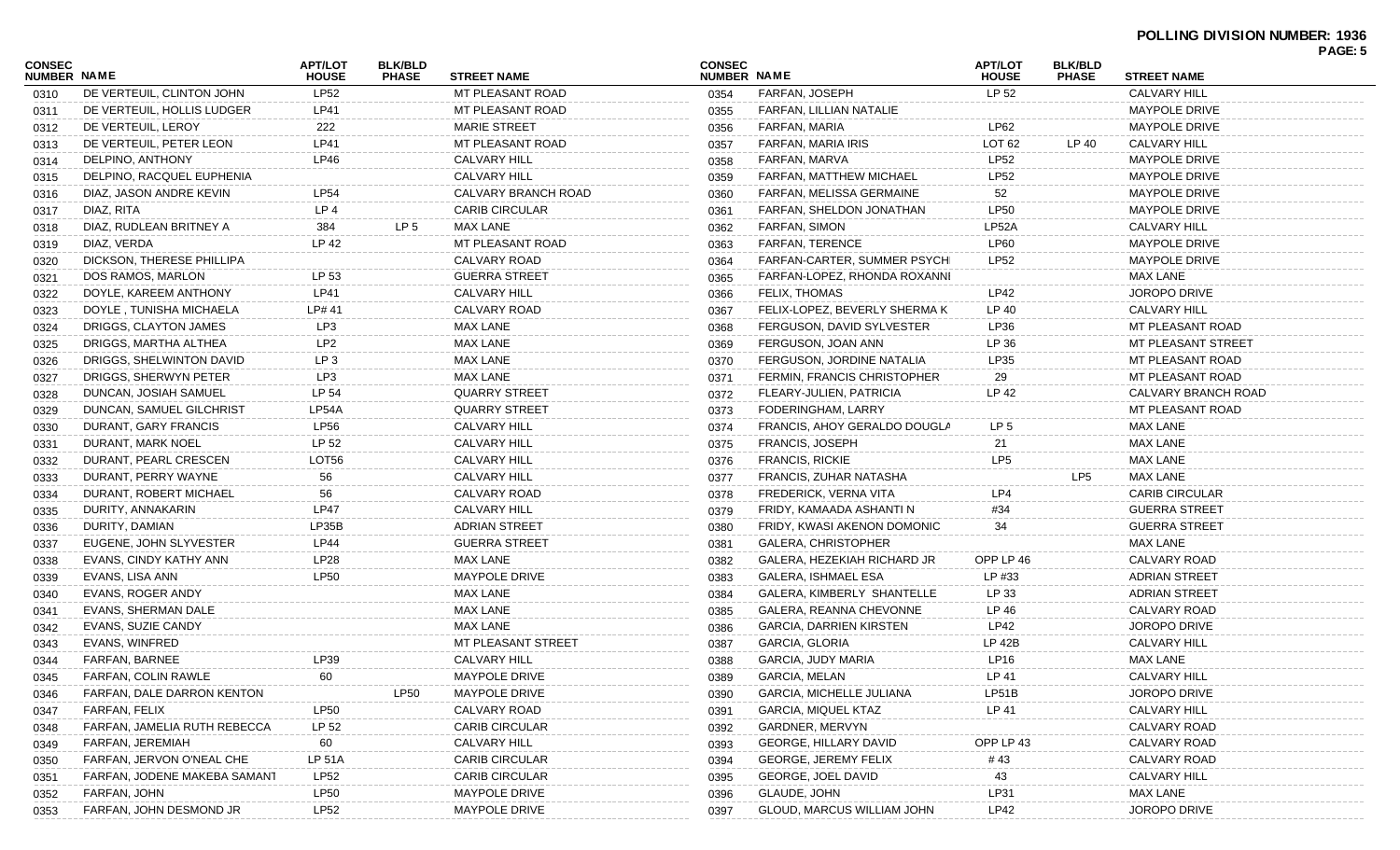**POLLING DIVISION NUMBER: 1936**

| CONSEC NUMBER | NAME | APT/LOT HOUSE | BLK/BLD PHASE | STREET NAME |
|---|---|---|---|---|
| 0310 | DE VERTEUIL, CLINTON JOHN | LP52 | | MT PLEASANT ROAD |
| 0311 | DE VERTEUIL, HOLLIS LUDGER | LP41 | | MT PLEASANT ROAD |
| 0312 | DE VERTEUIL, LEROY | 222 | | MARIE STREET |
| 0313 | DE VERTEUIL, PETER LEON | LP41 | | MT PLEASANT ROAD |
| 0314 | DELPINO, ANTHONY | LP46 | | CALVARY HILL |
| 0315 | DELPINO, RACQUEL EUPHENIA | | | CALVARY HILL |
| 0316 | DIAZ, JASON ANDRE KEVIN | LP54 | | CALVARY BRANCH ROAD |
| 0317 | DIAZ, RITA | LP 4 | | CARIB CIRCULAR |
| 0318 | DIAZ, RUDLEAN BRITNEY A | 384 | LP 5 | MAX LANE |
| 0319 | DIAZ, VERDA | LP 42 | | MT PLEASANT ROAD |
| 0320 | DICKSON, THERESE PHILLIPA | | | CALVARY ROAD |
| 0321 | DOS RAMOS, MARLON | LP 53 | | GUERRA STREET |
| 0322 | DOYLE, KAREEM ANTHONY | LP41 | | CALVARY HILL |
| 0323 | DOYLE , TUNISHA MICHAELA | LP# 41 | | CALVARY ROAD |
| 0324 | DRIGGS, CLAYTON JAMES | LP3 | | MAX LANE |
| 0325 | DRIGGS, MARTHA ALTHEA | LP2 | | MAX LANE |
| 0326 | DRIGGS, SHELWINTON DAVID | LP 3 | | MAX LANE |
| 0327 | DRIGGS, SHERWYN PETER | LP3 | | MAX LANE |
| 0328 | DUNCAN, JOSIAH SAMUEL | LP 54 | | QUARRY STREET |
| 0329 | DUNCAN, SAMUEL GILCHRIST | LP54A | | QUARRY STREET |
| 0330 | DURANT, GARY FRANCIS | LP56 | | CALVARY HILL |
| 0331 | DURANT, MARK NOEL | LP 52 | | CALVARY HILL |
| 0332 | DURANT, PEARL CRESCEN | LOT56 | | CALVARY HILL |
| 0333 | DURANT, PERRY WAYNE | 56 | | CALVARY HILL |
| 0334 | DURANT, ROBERT MICHAEL | 56 | | CALVARY ROAD |
| 0335 | DURITY, ANNAKARIN | LP47 | | CALVARY HILL |
| 0336 | DURITY, DAMIAN | LP35B | | ADRIAN STREET |
| 0337 | EUGENE, JOHN SLYVESTER | LP44 | | GUERRA STREET |
| 0338 | EVANS, CINDY KATHY ANN | LP28 | | MAX LANE |
| 0339 | EVANS, LISA ANN | LP50 | | MAYPOLE DRIVE |
| 0340 | EVANS, ROGER ANDY | | | MAX LANE |
| 0341 | EVANS, SHERMAN DALE | | | MAX LANE |
| 0342 | EVANS, SUZIE CANDY | | | MAX LANE |
| 0343 | EVANS, WINFRED | | | MT PLEASANT STREET |
| 0344 | FARFAN, BARNEE | LP39 | | CALVARY HILL |
| 0345 | FARFAN, COLIN RAWLE | 60 | | MAYPOLE DRIVE |
| 0346 | FARFAN, DALE DARRON KENTON | | LP50 | MAYPOLE DRIVE |
| 0347 | FARFAN, FELIX | LP50 | | CALVARY ROAD |
| 0348 | FARFAN, JAMELIA RUTH REBECCA | LP 52 | | CARIB CIRCULAR |
| 0349 | FARFAN, JEREMIAH | 60 | | CALVARY HILL |
| 0350 | FARFAN, JERVON O'NEAL CHE | LP 51A | | CARIB CIRCULAR |
| 0351 | FARFAN, JODENE MAKEBA SAMANT | LP52 | | CARIB CIRCULAR |
| 0352 | FARFAN, JOHN | LP50 | | MAYPOLE DRIVE |
| 0353 | FARFAN, JOHN DESMOND JR | LP52 | | MAYPOLE DRIVE |
| 0354 | FARFAN, JOSEPH | LP 52 | | CALVARY HILL |
| 0355 | FARFAN, LILLIAN NATALIE | | | MAYPOLE DRIVE |
| 0356 | FARFAN, MARIA | LP62 | | MAYPOLE DRIVE |
| 0357 | FARFAN, MARIA IRIS | LOT 62 | LP 40 | CALVARY HILL |
| 0358 | FARFAN, MARVA | LP52 | | MAYPOLE DRIVE |
| 0359 | FARFAN, MATTHEW MICHAEL | LP52 | | MAYPOLE DRIVE |
| 0360 | FARFAN, MELISSA GERMAINE | 52 | | MAYPOLE DRIVE |
| 0361 | FARFAN, SHELDON JONATHAN | LP50 | | MAYPOLE DRIVE |
| 0362 | FARFAN, SIMON | LP52A | | CALVARY HILL |
| 0363 | FARFAN, TERENCE | LP60 | | MAYPOLE DRIVE |
| 0364 | FARFAN-CARTER, SUMMER PSYCH | LP52 | | MAYPOLE DRIVE |
| 0365 | FARFAN-LOPEZ, RHONDA ROXANNI | | | MAX LANE |
| 0366 | FELIX, THOMAS | LP42 | | JOROPO DRIVE |
| 0367 | FELIX-LOPEZ, BEVERLY SHERMA K | LP 40 | | CALVARY HILL |
| 0368 | FERGUSON, DAVID SYLVESTER | LP36 | | MT PLEASANT ROAD |
| 0369 | FERGUSON, JOAN ANN | LP 36 | | MT PLEASANT STREET |
| 0370 | FERGUSON, JORDINE NATALIA | LP35 | | MT PLEASANT ROAD |
| 0371 | FERMIN, FRANCIS CHRISTOPHER | 29 | | MT PLEASANT ROAD |
| 0372 | FLEARY-JULIEN, PATRICIA | LP 42 | | CALVARY BRANCH ROAD |
| 0373 | FODERINGHAM, LARRY | | | MT PLEASANT ROAD |
| 0374 | FRANCIS, AHOY GERALDO DOUGLA | LP 5 | | MAX LANE |
| 0375 | FRANCIS, JOSEPH | 21 | | MAX LANE |
| 0376 | FRANCIS, RICKIE | LP5 | | MAX LANE |
| 0377 | FRANCIS, ZUHAR NATASHA | | LP5 | MAX LANE |
| 0378 | FREDERICK, VERNA VITA | LP4 | | CARIB CIRCULAR |
| 0379 | FRIDY, KAMAADA ASHANTI N | #34 | | GUERRA STREET |
| 0380 | FRIDY, KWASI AKENON DOMONIC | 34 | | GUERRA STREET |
| 0381 | GALERA, CHRISTOPHER | | | MAX LANE |
| 0382 | GALERA, HEZEKIAH RICHARD JR | OPP LP 46 | | CALVARY ROAD |
| 0383 | GALERA, ISHMAEL ESA | LP #33 | | ADRIAN STREET |
| 0384 | GALERA, KIMBERLY SHANTELLE | LP 33 | | ADRIAN STREET |
| 0385 | GALERA, REANNA CHEVONNE | LP 46 | | CALVARY ROAD |
| 0386 | GARCIA, DARRIEN KIRSTEN | LP42 | | JOROPO DRIVE |
| 0387 | GARCIA, GLORIA | LP 42B | | CALVARY HILL |
| 0388 | GARCIA, JUDY MARIA | LP16 | | MAX LANE |
| 0389 | GARCIA, MELAN | LP 41 | | CALVARY HILL |
| 0390 | GARCIA, MICHELLE JULIANA | LP51B | | JOROPO DRIVE |
| 0391 | GARCIA, MIQUEL KTAZ | LP 41 | | CALVARY HILL |
| 0392 | GARDNER, MERVYN | | | CALVARY ROAD |
| 0393 | GEORGE, HILLARY DAVID | OPP LP 43 | | CALVARY ROAD |
| 0394 | GEORGE, JEREMY FELIX | # 43 | | CALVARY ROAD |
| 0395 | GEORGE, JOEL DAVID | 43 | | CALVARY HILL |
| 0396 | GLAUDE, JOHN | LP31 | | MAX LANE |
| 0397 | GLOUD, MARCUS WILLIAM JOHN | LP42 | | JOROPO DRIVE |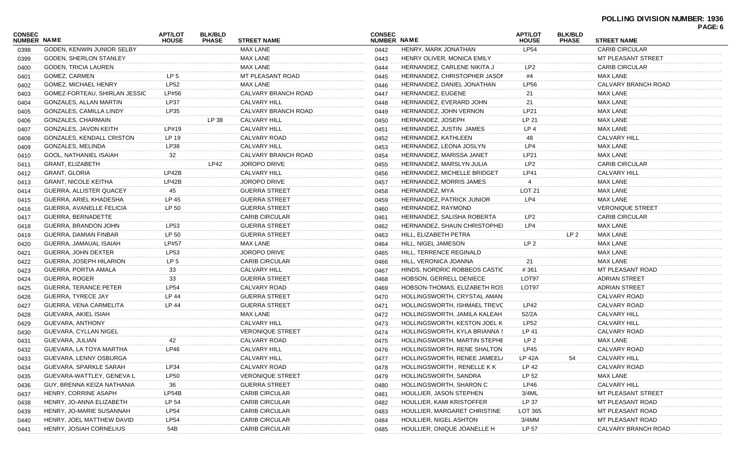**POLLING DIVISION NUMBER: 1936**

| CONSEC NUMBER | NAME | APT/LOT HOUSE | BLK/BLD PHASE | STREET NAME |
|---|---|---|---|---|
| 0398 | GODEN, KENWIN JUNIOR SELBY | | | MAX LANE |
| 0399 | GODEN, SHERLON STANLEY | | | MAX LANE |
| 0400 | GODEN, TRICIA LAUREN | | | MAX LANE |
| 0401 | GOMEZ, CARMEN | LP 5 | | MT PLEASANT ROAD |
| 0402 | GOMEZ, MICHAEL HENRY | LP52 | | MAX LANE |
| 0403 | GOMEZ-FORTEAU, SHIRLAN JESSIC | LP#56 | | CALVARY BRANCH ROAD |
| 0404 | GONZALES, ALLAN MARTIN | LP37 | | CALVARY HILL |
| 0405 | GONZALES, CAMILLA LINDY | LP35 | | CALVARY BRANCH ROAD |
| 0406 | GONZALES, CHARMAIN | | LP 38 | CALVARY HILL |
| 0407 | GONZALES, JAVON KEITH | LP#19 | | CALVARY HILL |
| 0408 | GONZALES, KENDALL CRISTON | LP 19 | | CALVARY ROAD |
| 0409 | GONZALES, MELINDA | LP38 | | CALVARY HILL |
| 0410 | GOOL, NATHANIEL ISAIAH | 32 | | CALVARY BRANCH ROAD |
| 0411 | GRANT, ELIZABETH | | LP42 | JOROPO DRIVE |
| 0412 | GRANT, GLORIA | LP42B | | CALVARY HILL |
| 0413 | GRANT, NICOLE KEITHA | LP42B | | JOROPO DRIVE |
| 0414 | GUERRA, ALLISTER QUACEY | 45 | | GUERRA STREET |
| 0415 | GUERRA, ARIEL KHADESHA | LP 45 | | GUERRA STREET |
| 0416 | GUERRA, AVANELLE FELICIA | LP 50 | | GUERRA STREET |
| 0417 | GUERRA, BERNADETTE | | | CARIB CIRCULAR |
| 0418 | GUERRA, BRANDON JOHN | LP53 | | GUERRA STREET |
| 0419 | GUERRA, DAMIAN FINBAR | LP 50 | | GUERRA STREET |
| 0420 | GUERRA, JAMAUAL ISAIAH | LP#57 | | MAX LANE |
| 0421 | GUERRA, JOHN DEXTER | LP53 | | JOROPO DRIVE |
| 0422 | GUERRA, JOSEPH HILARION | LP 5 | | CARIB CIRCULAR |
| 0423 | GUERRA, PORTIA AMALA | 33 | | CALVARY HILL |
| 0424 | GUERRA, ROGER | 33 | | GUERRA STREET |
| 0425 | GUERRA, TERANCE PETER | LP54 | | CALVARY ROAD |
| 0426 | GUERRA, TYRECE JAY | LP 44 | | GUERRA STREET |
| 0427 | GUERRA, VENA CARMELITA | LP 44 | | GUERRA STREET |
| 0428 | GUEVARA, AKIEL ISIAH | | | MAX LANE |
| 0429 | GUEVARA, ANTHONY | | | CALVARY HILL |
| 0430 | GUEVARA, CYLLAN NIGEL | | | VERONIQUE STREET |
| 0431 | GUEVARA, JULIAN | 42 | | CALVARY ROAD |
| 0432 | GUEVARA, LA TOYA MARTHA | LP46 | | CALVARY HILL |
| 0433 | GUEVARA, LENNY OSBURGA | | | CALVARY HILL |
| 0434 | GUEVARA, SPARKLE SARAH | LP34 | | CALVARY ROAD |
| 0435 | GUEVARA-WATTLEY, GENEVA L | LP50 | | VERONIQUE STREET |
| 0436 | GUY, BRENNA KEIZA NATHANIA | 36 | | GUERRA STREET |
| 0437 | HENRY, CORRINE ASAPH | LP54B | | CARIB CIRCULAR |
| 0438 | HENRY, JO-ANNA ELIZABETH | LP 54 | | CARIB CIRCULAR |
| 0439 | HENRY, JO-MARIE SUSANNAH | LP54 | | CARIB CIRCULAR |
| 0440 | HENRY, JOEL MATTHEW DAVID | LP54 | | CARIB CIRCULAR |
| 0441 | HENRY, JOSIAH CORNELIUS | 54B | | CARIB CIRCULAR |
| 0442 | HENRY, MARK JONATHAN | LP54 | | CARIB CIRCULAR |
| 0443 | HENRY OLIVER, MONICA EMILY | | | MT PLEASANT STREET |
| 0444 | HERNANDEZ, CARLENE NIKITA J | LP2 | | CARIB CIRCULAR |
| 0445 | HERNANDEZ, CHRISTOPHER JASON | #4 | | MAX LANE |
| 0446 | HERNANDEZ, DANIEL JONATHAN | LP56 | | CALVARY BRANCH ROAD |
| 0447 | HERNANDEZ, EUGENE | 21 | | MAX LANE |
| 0448 | HERNANDEZ, EVERARD JOHN | 21 | | MAX LANE |
| 0449 | HERNANDEZ, JOHN VERNON | LP21 | | MAX LANE |
| 0450 | HERNANDEZ, JOSEPH | LP 21 | | MAX LANE |
| 0451 | HERNANDEZ, JUSTIN JAMES | LP 4 | | MAX LANE |
| 0452 | HERNANDEZ, KATHLEEN | 48 | | CALVARY HILL |
| 0453 | HERNANDEZ, LEONA JOSLYN | LP4 | | MAX LANE |
| 0454 | HERNANDEZ, MARISSA JANET | LP21 | | MAX LANE |
| 0455 | HERNANDEZ, MARSLYN JULIA | LP2 | | CARIB CIRCULAR |
| 0456 | HERNANDEZ, MICHELLE BRIDGET | LP41 | | CALVARY HILL |
| 0457 | HERNANDEZ, MORRIS JAMES | 4 | | MAX LANE |
| 0458 | HERNANDEZ, MYA | LOT 21 | | MAX LANE |
| 0459 | HERNANDEZ, PATRICK JUNIOR | LP4 | | MAX LANE |
| 0460 | HERNANDEZ, RAYMOND | | | VERONIQUE STREET |
| 0461 | HERNANDEZ, SALISHA ROBERTA | LP2 | | CARIB CIRCULAR |
| 0462 | HERNANDEZ, SHAUN CHRISTOPHEI | LP4 | | MAX LANE |
| 0463 | HILL, ELIZABETH PETRA | | LP 2 | MAX LANE |
| 0464 | HILL, NIGEL JAMESON | LP 2 | | MAX LANE |
| 0465 | HILL, TERRENCE REGINALD | | | MAX LANE |
| 0466 | HILL, VERONICA JOANNA | 21 | | MAX LANE |
| 0467 | HINDS, NORDRIC ROBBEOS CASTIC | # 361 | | MT PLEASANT ROAD |
| 0468 | HOBSON, GERRELL DENIECE | LOT97 | | ADRIAN STREET |
| 0469 | HOBSON-THOMAS, ELIZABETH ROS | LOT97 | | ADRIAN STREET |
| 0470 | HOLLINGSWORTH, CRYSTAL AMAN | | | CALVARY ROAD |
| 0471 | HOLLINGSWORTH, ISHMAEL TREVC | LP42 | | CALVARY ROAD |
| 0472 | HOLLINGSWORTH, JAMILA KALEAH | 52/2A | | CALVARY HILL |
| 0473 | HOLLINGSWORTH, KESTON JOEL K | LP52 | | CALVARY HILL |
| 0474 | HOLLINGSWORTH, KYLA BRIANNA S | LP 41 | | CALVARY ROAD |
| 0475 | HOLLINGSWORTH, MARTIN STEPHE | LP 2 | | MAX LANE |
| 0476 | HOLLINGSWORTH, RENE SHALTON | LP45 | | CALVARY ROAD |
| 0477 | HOLLINGSWORTH, RENEE JAMEEL/ | LP 42A | 54 | CALVARY HILL |
| 0478 | HOLLINGSWORTH , RENELLE K K | LP 42 | | CALVARY ROAD |
| 0479 | HOLLINGSWORTH, SANDRA | LP 52 | | MAX LANE |
| 0480 | HOLLINGSWORTH, SHARON C | LP46 | | CALVARY HILL |
| 0481 | HOULLIER, JASON STEPHEN | 3/4ML | | MT PLEASANT STREET |
| 0482 | HOULLIER, KAMI KRISTOFFER | LP 37 | | MT PLEASANT ROAD |
| 0483 | HOULLIER, MARGARET CHRISTINE | LOT 365 | | MT PLEASANT ROAD |
| 0484 | HOULLIER, NIGEL ASHTON | 3/4MM | | MT PLEASANT ROAD |
| 0485 | HOULLIER, ONIQUE JOANELLE H | LP 57 | | CALVARY BRANCH ROAD |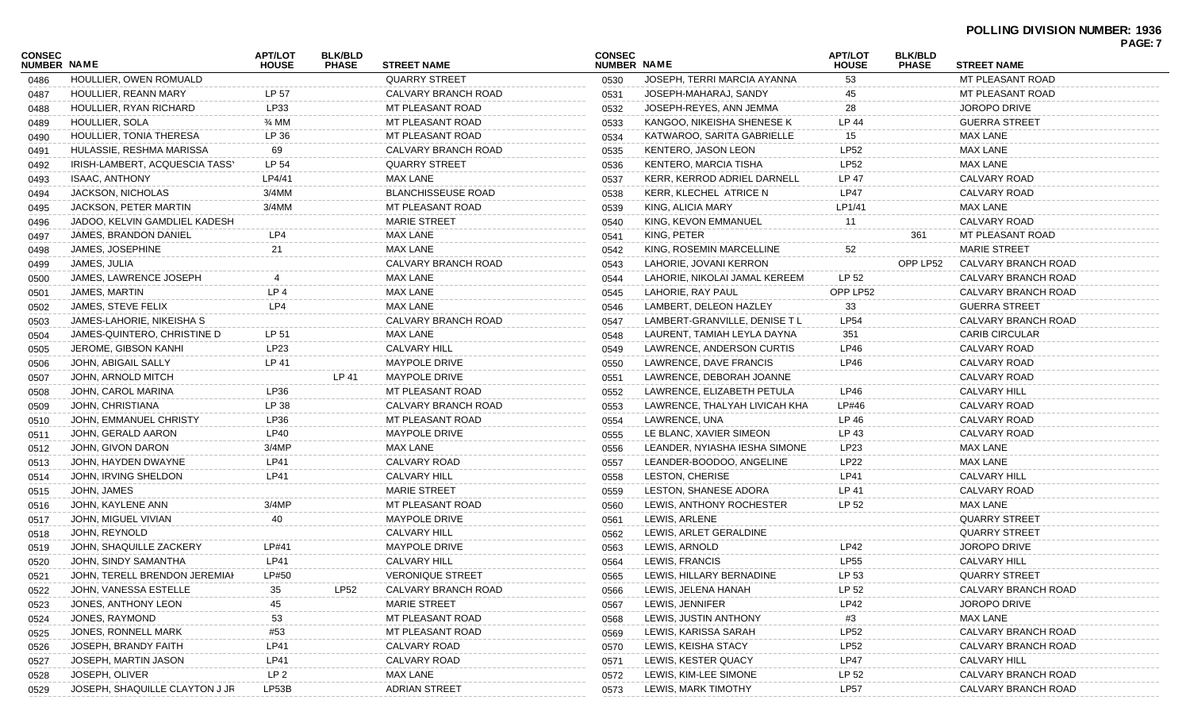**POLLING DIVISION NUMBER: 1936**

| CONSEC NUMBER | NAME | APT/LOT HOUSE | BLK/BLD PHASE | STREET NAME |
|---|---|---|---|---|
| 0486 | HOULLIER, OWEN ROMUALD | | | QUARRY STREET |
| 0487 | HOULLIER, REANN MARY | LP 57 | | CALVARY BRANCH ROAD |
| 0488 | HOULLIER, RYAN RICHARD | LP33 | | MT PLEASANT ROAD |
| 0489 | HOULLIER, SOLA | ¾ MM | | MT PLEASANT ROAD |
| 0490 | HOULLIER, TONIA THERESA | LP 36 | | MT PLEASANT ROAD |
| 0491 | HULASSIE, RESHMA MARISSA | 69 | | CALVARY BRANCH ROAD |
| 0492 | IRISH-LAMBERT, ACQUESCIA TASSY | LP 54 | | QUARRY STREET |
| 0493 | ISAAC, ANTHONY | LP4/41 | | MAX LANE |
| 0494 | JACKSON, NICHOLAS | 3/4MM | | BLANCHISSEUSE ROAD |
| 0495 | JACKSON, PETER MARTIN | 3/4MM | | MT PLEASANT ROAD |
| 0496 | JADOO, KELVIN GAMDLIEL KADESH | | | MARIE STREET |
| 0497 | JAMES, BRANDON DANIEL | LP4 | | MAX LANE |
| 0498 | JAMES, JOSEPHINE | 21 | | MAX LANE |
| 0499 | JAMES, JULIA | | | CALVARY BRANCH ROAD |
| 0500 | JAMES, LAWRENCE JOSEPH | 4 | | MAX LANE |
| 0501 | JAMES, MARTIN | LP 4 | | MAX LANE |
| 0502 | JAMES, STEVE FELIX | LP4 | | MAX LANE |
| 0503 | JAMES-LAHORIE, NIKEISHA S | | | CALVARY BRANCH ROAD |
| 0504 | JAMES-QUINTERO, CHRISTINE D | LP 51 | | MAX LANE |
| 0505 | JEROME, GIBSON KANHI | LP23 | | CALVARY HILL |
| 0506 | JOHN, ABIGAIL SALLY | LP 41 | | MAYPOLE DRIVE |
| 0507 | JOHN, ARNOLD MITCH | | LP 41 | MAYPOLE DRIVE |
| 0508 | JOHN, CAROL MARINA | LP36 | | MT PLEASANT ROAD |
| 0509 | JOHN, CHRISTIANA | LP 38 | | CALVARY BRANCH ROAD |
| 0510 | JOHN, EMMANUEL CHRISTY | LP36 | | MT PLEASANT ROAD |
| 0511 | JOHN, GERALD AARON | LP40 | | MAYPOLE DRIVE |
| 0512 | JOHN, GIVON DARON | 3/4MP | | MAX LANE |
| 0513 | JOHN, HAYDEN DWAYNE | LP41 | | CALVARY ROAD |
| 0514 | JOHN, IRVING SHELDON | LP41 | | CALVARY HILL |
| 0515 | JOHN, JAMES | | | MARIE STREET |
| 0516 | JOHN, KAYLENE ANN | 3/4MP | | MT PLEASANT ROAD |
| 0517 | JOHN, MIGUEL VIVIAN | 40 | | MAYPOLE DRIVE |
| 0518 | JOHN, REYNOLD | | | CALVARY HILL |
| 0519 | JOHN, SHAQUILLE ZACKERY | LP#41 | | MAYPOLE DRIVE |
| 0520 | JOHN, SINDY SAMANTHA | LP41 | | CALVARY HILL |
| 0521 | JOHN, TERELL BRENDON JEREMIAH | LP#50 | | VERONIQUE STREET |
| 0522 | JOHN, VANESSA ESTELLE | 35 | LP52 | CALVARY BRANCH ROAD |
| 0523 | JONES, ANTHONY LEON | 45 | | MARIE STREET |
| 0524 | JONES, RAYMOND | 53 | | MT PLEASANT ROAD |
| 0525 | JONES, RONNELL MARK | #53 | | MT PLEASANT ROAD |
| 0526 | JOSEPH, BRANDY FAITH | LP41 | | CALVARY ROAD |
| 0527 | JOSEPH, MARTIN JASON | LP41 | | CALVARY ROAD |
| 0528 | JOSEPH, OLIVER | LP 2 | | MAX LANE |
| 0529 | JOSEPH, SHAQUILLE CLAYTON J JR | LP53B | | ADRIAN STREET |
| 0530 | JOSEPH, TERRI MARCIA AYANNA | 53 | | MT PLEASANT ROAD |
| 0531 | JOSEPH-MAHARAJ, SANDY | 45 | | MT PLEASANT ROAD |
| 0532 | JOSEPH-REYES, ANN JEMMA | 28 | | JOROPO DRIVE |
| 0533 | KANGOO, NIKEISHA SHENESE K | LP 44 | | GUERRA STREET |
| 0534 | KATWAROO, SARITA GABRIELLE | 15 | | MAX LANE |
| 0535 | KENTERO, JASON LEON | LP52 | | MAX LANE |
| 0536 | KENTERO, MARCIA TISHA | LP52 | | MAX LANE |
| 0537 | KERR, KERROD ADRIEL DARNELL | LP 47 | | CALVARY ROAD |
| 0538 | KERR, KLECHEL ATRICE N | LP47 | | CALVARY ROAD |
| 0539 | KING, ALICIA MARY | LP1/41 | | MAX LANE |
| 0540 | KING, KEVON EMMANUEL | 11 | | CALVARY ROAD |
| 0541 | KING, PETER | | 361 | MT PLEASANT ROAD |
| 0542 | KING, ROSEMIN MARCELLINE | 52 | | MARIE STREET |
| 0543 | LAHORIE, JOVANI KERRON | | OPP LP52 | CALVARY BRANCH ROAD |
| 0544 | LAHORIE, NIKOLAI JAMAL KEREEM | LP 52 | | CALVARY BRANCH ROAD |
| 0545 | LAHORIE, RAY PAUL | OPP LP52 | | CALVARY BRANCH ROAD |
| 0546 | LAMBERT, DELEON HAZLEY | 33 | | GUERRA STREET |
| 0547 | LAMBERT-GRANVILLE, DENISE T L | LP54 | | CALVARY BRANCH ROAD |
| 0548 | LAURENT, TAMIAH LEYLA DAYNA | 351 | | CARIB CIRCULAR |
| 0549 | LAWRENCE, ANDERSON CURTIS | LP46 | | CALVARY ROAD |
| 0550 | LAWRENCE, DAVE FRANCIS | LP46 | | CALVARY ROAD |
| 0551 | LAWRENCE, DEBORAH JOANNE | | | CALVARY ROAD |
| 0552 | LAWRENCE, ELIZABETH PETULA | LP46 | | CALVARY HILL |
| 0553 | LAWRENCE, THALYAH LIVICAH KHA | LP#46 | | CALVARY ROAD |
| 0554 | LAWRENCE, UNA | LP 46 | | CALVARY ROAD |
| 0555 | LE BLANC, XAVIER SIMEON | LP 43 | | CALVARY ROAD |
| 0556 | LEANDER, NYIASHA IESHA SIMONE | LP23 | | MAX LANE |
| 0557 | LEANDER-BOODOO, ANGELINE | LP22 | | MAX LANE |
| 0558 | LESTON, CHERISE | LP41 | | CALVARY HILL |
| 0559 | LESTON, SHANESE ADORA | LP 41 | | CALVARY ROAD |
| 0560 | LEWIS, ANTHONY ROCHESTER | LP 52 | | MAX LANE |
| 0561 | LEWIS, ARLENE | | | QUARRY STREET |
| 0562 | LEWIS, ARLET GERALDINE | | | QUARRY STREET |
| 0563 | LEWIS, ARNOLD | LP42 | | JOROPO DRIVE |
| 0564 | LEWIS, FRANCIS | LP55 | | CALVARY HILL |
| 0565 | LEWIS, HILLARY BERNADINE | LP 53 | | QUARRY STREET |
| 0566 | LEWIS, JELENA HANAH | LP 52 | | CALVARY BRANCH ROAD |
| 0567 | LEWIS, JENNIFER | LP42 | | JOROPO DRIVE |
| 0568 | LEWIS, JUSTIN ANTHONY | #3 | | MAX LANE |
| 0569 | LEWIS, KARISSA SARAH | LP52 | | CALVARY BRANCH ROAD |
| 0570 | LEWIS, KEISHA STACY | LP52 | | CALVARY BRANCH ROAD |
| 0571 | LEWIS, KESTER QUACY | LP47 | | CALVARY HILL |
| 0572 | LEWIS, KIM-LEE SIMONE | LP 52 | | CALVARY BRANCH ROAD |
| 0573 | LEWIS, MARK TIMOTHY | LP57 | | CALVARY BRANCH ROAD |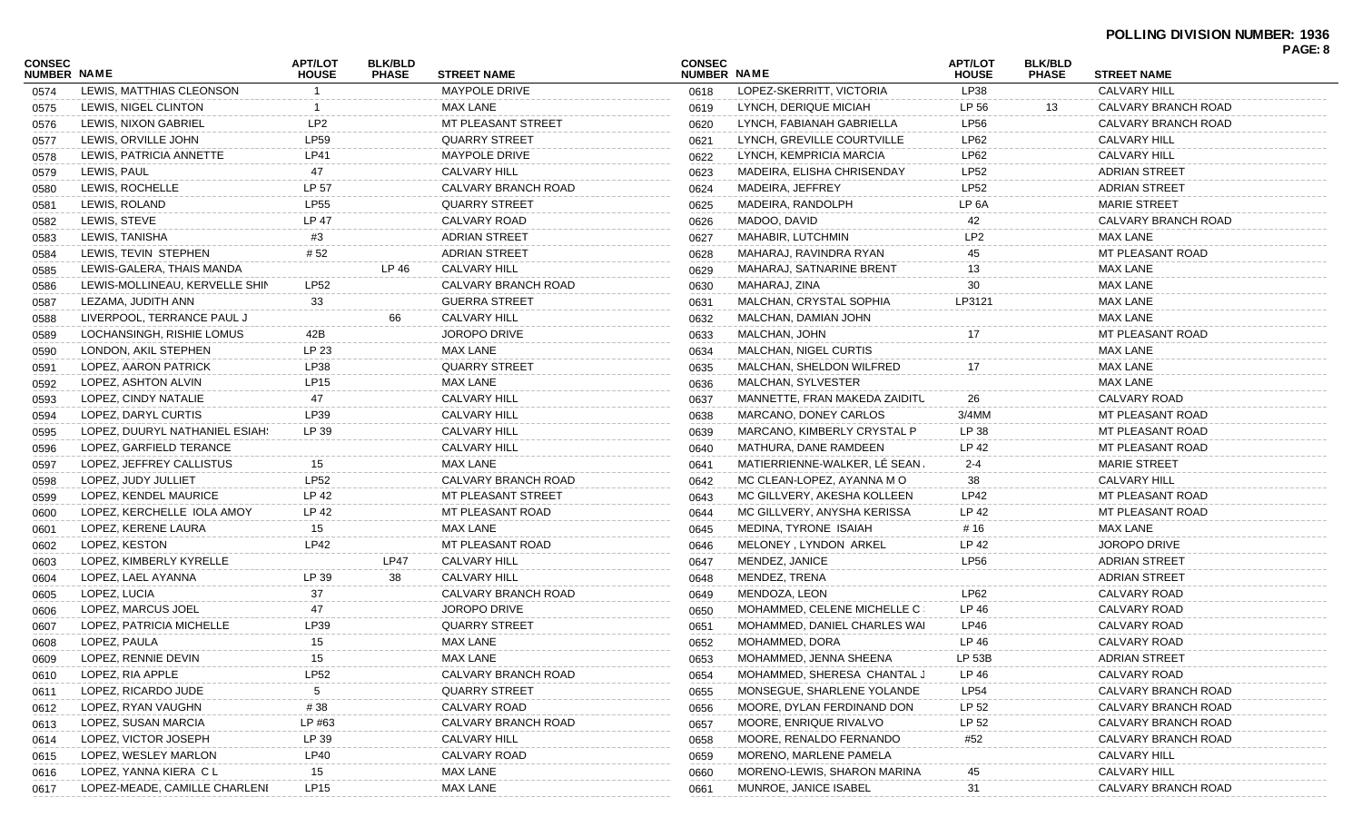**POLLING DIVISION NUMBER: 1936**

| CONSEC NUMBER | NAME | APT/LOT HOUSE | BLK/BLD PHASE | STREET NAME |
|---|---|---|---|---|
| 0574 | LEWIS, MATTHIAS CLEONSON | 1 | | MAYPOLE DRIVE |
| 0575 | LEWIS, NIGEL CLINTON | 1 | | MAX LANE |
| 0576 | LEWIS, NIXON GABRIEL | LP2 | | MT PLEASANT STREET |
| 0577 | LEWIS, ORVILLE JOHN | LP59 | | QUARRY STREET |
| 0578 | LEWIS, PATRICIA ANNETTE | LP41 | | MAYPOLE DRIVE |
| 0579 | LEWIS, PAUL | 47 | | CALVARY HILL |
| 0580 | LEWIS, ROCHELLE | LP 57 | | CALVARY BRANCH ROAD |
| 0581 | LEWIS, ROLAND | LP55 | | QUARRY STREET |
| 0582 | LEWIS, STEVE | LP 47 | | CALVARY ROAD |
| 0583 | LEWIS, TANISHA | #3 | | ADRIAN STREET |
| 0584 | LEWIS, TEVIN STEPHEN | # 52 | | ADRIAN STREET |
| 0585 | LEWIS-GALERA, THAIS MANDA | | LP 46 | CALVARY HILL |
| 0586 | LEWIS-MOLLINEAU, KERVELLE SHIN | LP52 | | CALVARY BRANCH ROAD |
| 0587 | LEZAMA, JUDITH ANN | 33 | | GUERRA STREET |
| 0588 | LIVERPOOL, TERRANCE PAUL J | | 66 | CALVARY HILL |
| 0589 | LOCHANSINGH, RISHIE LOMUS | 42B | | JOROPO DRIVE |
| 0590 | LONDON, AKIL STEPHEN | LP 23 | | MAX LANE |
| 0591 | LOPEZ, AARON PATRICK | LP38 | | QUARRY STREET |
| 0592 | LOPEZ, ASHTON ALVIN | LP15 | | MAX LANE |
| 0593 | LOPEZ, CINDY NATALIE | 47 | | CALVARY HILL |
| 0594 | LOPEZ, DARYL CURTIS | LP39 | | CALVARY HILL |
| 0595 | LOPEZ, DUURYL NATHANIEL ESIAH | LP 39 | | CALVARY HILL |
| 0596 | LOPEZ, GARFIELD TERANCE | | | CALVARY HILL |
| 0597 | LOPEZ, JEFFREY CALLISTUS | 15 | | MAX LANE |
| 0598 | LOPEZ, JUDY JULLIET | LP52 | | CALVARY BRANCH ROAD |
| 0599 | LOPEZ, KENDEL MAURICE | LP 42 | | MT PLEASANT STREET |
| 0600 | LOPEZ, KERCHELLE IOLA AMOY | LP 42 | | MT PLEASANT ROAD |
| 0601 | LOPEZ, KERENE LAURA | 15 | | MAX LANE |
| 0602 | LOPEZ, KESTON | LP42 | | MT PLEASANT ROAD |
| 0603 | LOPEZ, KIMBERLY KYRELLE | | LP47 | CALVARY HILL |
| 0604 | LOPEZ, LAEL AYANNA | LP 39 | 38 | CALVARY HILL |
| 0605 | LOPEZ, LUCIA | 37 | | CALVARY BRANCH ROAD |
| 0606 | LOPEZ, MARCUS JOEL | 47 | | JOROPO DRIVE |
| 0607 | LOPEZ, PATRICIA MICHELLE | LP39 | | QUARRY STREET |
| 0608 | LOPEZ, PAULA | 15 | | MAX LANE |
| 0609 | LOPEZ, RENNIE DEVIN | 15 | | MAX LANE |
| 0610 | LOPEZ, RIA APPLE | LP52 | | CALVARY BRANCH ROAD |
| 0611 | LOPEZ, RICARDO JUDE | 5 | | QUARRY STREET |
| 0612 | LOPEZ, RYAN VAUGHN | # 38 | | CALVARY ROAD |
| 0613 | LOPEZ, SUSAN MARCIA | LP #63 | | CALVARY BRANCH ROAD |
| 0614 | LOPEZ, VICTOR JOSEPH | LP 39 | | CALVARY HILL |
| 0615 | LOPEZ, WESLEY MARLON | LP40 | | CALVARY ROAD |
| 0616 | LOPEZ, YANNA KIERA C L | 15 | | MAX LANE |
| 0617 | LOPEZ-MEADE, CAMILLE CHARLENI | LP15 | | MAX LANE |
| 0618 | LOPEZ-SKERRITT, VICTORIA | LP38 | | CALVARY HILL |
| 0619 | LYNCH, DERIQUE MICIAH | LP 56 | 13 | CALVARY BRANCH ROAD |
| 0620 | LYNCH, FABIANAH GABRIELLA | LP56 | | CALVARY BRANCH ROAD |
| 0621 | LYNCH, GREVILLE COURTVILLE | LP62 | | CALVARY HILL |
| 0622 | LYNCH, KEMPRICIA MARCIA | LP62 | | CALVARY HILL |
| 0623 | MADEIRA, ELISHA CHRISENDAY | LP52 | | ADRIAN STREET |
| 0624 | MADEIRA, JEFFREY | LP52 | | ADRIAN STREET |
| 0625 | MADEIRA, RANDOLPH | LP 6A | | MARIE STREET |
| 0626 | MADOO, DAVID | 42 | | CALVARY BRANCH ROAD |
| 0627 | MAHABIR, LUTCHMIN | LP2 | | MAX LANE |
| 0628 | MAHARAJ, RAVINDRA RYAN | 45 | | MT PLEASANT ROAD |
| 0629 | MAHARAJ, SATNARINE BRENT | 13 | | MAX LANE |
| 0630 | MAHARAJ, ZINA | 30 | | MAX LANE |
| 0631 | MALCHAN, CRYSTAL SOPHIA | LP3121 | | MAX LANE |
| 0632 | MALCHAN, DAMIAN JOHN | | | MAX LANE |
| 0633 | MALCHAN, JOHN | 17 | | MT PLEASANT ROAD |
| 0634 | MALCHAN, NIGEL CURTIS | | | MAX LANE |
| 0635 | MALCHAN, SHELDON WILFRED | 17 | | MAX LANE |
| 0636 | MALCHAN, SYLVESTER | | | MAX LANE |
| 0637 | MANNETTE, FRAN MAKEDA ZAIDITU | 26 | | CALVARY ROAD |
| 0638 | MARCANO, DONEY CARLOS | 3/4MM | | MT PLEASANT ROAD |
| 0639 | MARCANO, KIMBERLY CRYSTAL P | LP 38 | | MT PLEASANT ROAD |
| 0640 | MATHURA, DANE RAMDEEN | LP 42 | | MT PLEASANT ROAD |
| 0641 | MATIERRIENNE-WALKER, LÉ SEAN | 2-4 | | MARIE STREET |
| 0642 | MC CLEAN-LOPEZ, AYANNA M O | 38 | | CALVARY HILL |
| 0643 | MC GILLVERY, AKESHA KOLLEEN | LP42 | | MT PLEASANT ROAD |
| 0644 | MC GILLVERY, ANYSHA KERISSA | LP 42 | | MT PLEASANT ROAD |
| 0645 | MEDINA, TYRONE ISAIAH | # 16 | | MAX LANE |
| 0646 | MELONEY , LYNDON ARKEL | LP 42 | | JOROPO DRIVE |
| 0647 | MENDEZ, JANICE | LP56 | | ADRIAN STREET |
| 0648 | MENDEZ, TRENA | | | ADRIAN STREET |
| 0649 | MENDOZA, LEON | LP62 | | CALVARY ROAD |
| 0650 | MOHAMMED, CELENE MICHELLE C | LP 46 | | CALVARY ROAD |
| 0651 | MOHAMMED, DANIEL CHARLES WAI | LP46 | | CALVARY ROAD |
| 0652 | MOHAMMED, DORA | LP 46 | | CALVARY ROAD |
| 0653 | MOHAMMED, JENNA SHEENA | LP 53B | | ADRIAN STREET |
| 0654 | MOHAMMED, SHERESA CHANTAL J | LP 46 | | CALVARY ROAD |
| 0655 | MONSEGUE, SHARLENE YOLANDE | LP54 | | CALVARY BRANCH ROAD |
| 0656 | MOORE, DYLAN FERDINAND DON | LP 52 | | CALVARY BRANCH ROAD |
| 0657 | MOORE, ENRIQUE RIVALVO | LP 52 | | CALVARY BRANCH ROAD |
| 0658 | MOORE, RENALDO FERNANDO | #52 | | CALVARY BRANCH ROAD |
| 0659 | MORENO, MARLENE PAMELA | | | CALVARY HILL |
| 0660 | MORENO-LEWIS, SHARON MARINA | 45 | | CALVARY HILL |
| 0661 | MUNROE, JANICE ISABEL | 31 | | CALVARY BRANCH ROAD |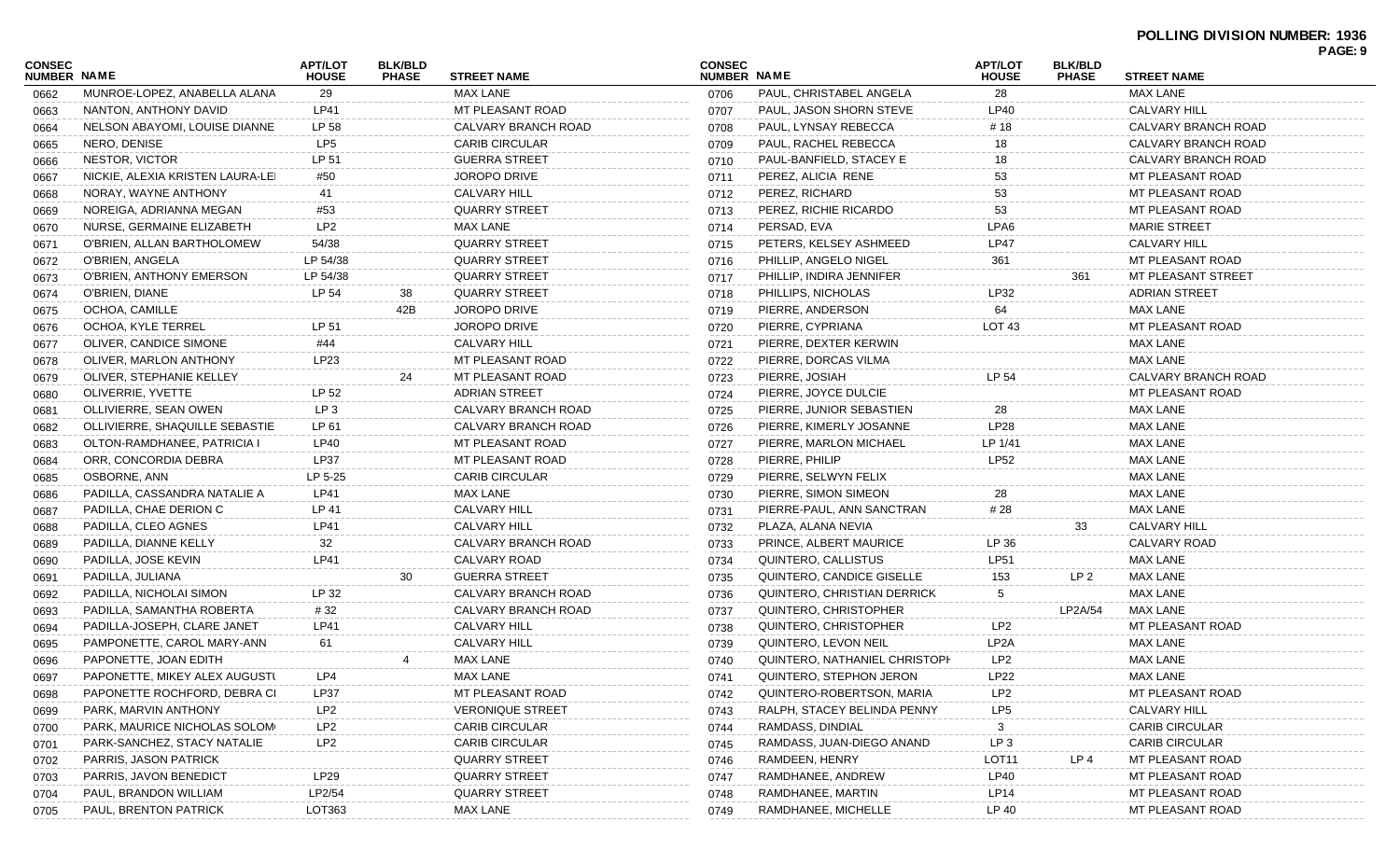**POLLING DIVISION NUMBER: 1936**

| CONSEC NUMBER | NAME | APT/LOT HOUSE | BLK/BLD PHASE | STREET NAME |
|---|---|---|---|---|
| 0662 | MUNROE-LOPEZ, ANABELLA ALANA | 29 | | MAX LANE |
| 0663 | NANTON, ANTHONY DAVID | LP41 | | MT PLEASANT ROAD |
| 0664 | NELSON ABAYOMI, LOUISE DIANNE | LP 58 | | CALVARY BRANCH ROAD |
| 0665 | NERO, DENISE | LP5 | | CARIB CIRCULAR |
| 0666 | NESTOR, VICTOR | LP 51 | | GUERRA STREET |
| 0667 | NICKIE, ALEXIA KRISTEN LAURA-LEI | #50 | | JOROPO DRIVE |
| 0668 | NORAY, WAYNE ANTHONY | 41 | | CALVARY HILL |
| 0669 | NOREIGA, ADRIANNA MEGAN | #53 | | QUARRY STREET |
| 0670 | NURSE, GERMAINE ELIZABETH | LP2 | | MAX LANE |
| 0671 | O'BRIEN, ALLAN BARTHOLOMEW | 54/38 | | QUARRY STREET |
| 0672 | O'BRIEN, ANGELA | LP 54/38 | | QUARRY STREET |
| 0673 | O'BRIEN, ANTHONY EMERSON | LP 54/38 | | QUARRY STREET |
| 0674 | O'BRIEN, DIANE | LP 54 | 38 | QUARRY STREET |
| 0675 | OCHOA, CAMILLE | | 42B | JOROPO DRIVE |
| 0676 | OCHOA, KYLE TERREL | LP 51 | | JOROPO DRIVE |
| 0677 | OLIVER, CANDICE SIMONE | #44 | | CALVARY HILL |
| 0678 | OLIVER, MARLON ANTHONY | LP23 | | MT PLEASANT ROAD |
| 0679 | OLIVER, STEPHANIE KELLEY | | 24 | MT PLEASANT ROAD |
| 0680 | OLIVERRIE, YVETTE | LP 52 | | ADRIAN STREET |
| 0681 | OLLIVIERRE, SEAN OWEN | LP 3 | | CALVARY BRANCH ROAD |
| 0682 | OLLIVIERRE, SHAQUILLE SEBASTIE | LP 61 | | CALVARY BRANCH ROAD |
| 0683 | OLTON-RAMDHANEE, PATRICIA I | LP40 | | MT PLEASANT ROAD |
| 0684 | ORR, CONCORDIA DEBRA | LP37 | | MT PLEASANT ROAD |
| 0685 | OSBORNE, ANN | LP 5-25 | | CARIB CIRCULAR |
| 0686 | PADILLA, CASSANDRA NATALIE A | LP41 | | MAX LANE |
| 0687 | PADILLA, CHAE DERION C | LP 41 | | CALVARY HILL |
| 0688 | PADILLA, CLEO AGNES | LP41 | | CALVARY HILL |
| 0689 | PADILLA, DIANNE KELLY | 32 | | CALVARY BRANCH ROAD |
| 0690 | PADILLA, JOSE KEVIN | LP41 | | CALVARY ROAD |
| 0691 | PADILLA, JULIANA | | 30 | GUERRA STREET |
| 0692 | PADILLA, NICHOLAI SIMON | LP 32 | | CALVARY BRANCH ROAD |
| 0693 | PADILLA, SAMANTHA ROBERTA | # 32 | | CALVARY BRANCH ROAD |
| 0694 | PADILLA-JOSEPH, CLARE JANET | LP41 | | CALVARY HILL |
| 0695 | PAMPONETTE, CAROL MARY-ANN | 61 | | CALVARY HILL |
| 0696 | PAPONETTE, JOAN EDITH | | 4 | MAX LANE |
| 0697 | PAPONETTE, MIKEY ALEX AUGUSTI | LP4 | | MAX LANE |
| 0698 | PAPONETTE ROCHFORD, DEBRA CI | LP37 | | MT PLEASANT ROAD |
| 0699 | PARK, MARVIN ANTHONY | LP2 | | VERONIQUE STREET |
| 0700 | PARK, MAURICE NICHOLAS SOLOM | LP2 | | CARIB CIRCULAR |
| 0701 | PARK-SANCHEZ, STACY NATALIE | LP2 | | CARIB CIRCULAR |
| 0702 | PARRIS, JASON PATRICK | | | QUARRY STREET |
| 0703 | PARRIS, JAVON BENEDICT | LP29 | | QUARRY STREET |
| 0704 | PAUL, BRANDON WILLIAM | LP2/54 | | QUARRY STREET |
| 0705 | PAUL, BRENTON PATRICK | LOT363 | | MAX LANE |
| 0706 | PAUL, CHRISTABEL ANGELA | 28 | | MAX LANE |
| 0707 | PAUL, JASON SHORN STEVE | LP40 | | CALVARY HILL |
| 0708 | PAUL, LYNSAY REBECCA | # 18 | | CALVARY BRANCH ROAD |
| 0709 | PAUL, RACHEL REBECCA | 18 | | CALVARY BRANCH ROAD |
| 0710 | PAUL-BANFIELD, STACEY E | 18 | | CALVARY BRANCH ROAD |
| 0711 | PEREZ, ALICIA RENE | 53 | | MT PLEASANT ROAD |
| 0712 | PEREZ, RICHARD | 53 | | MT PLEASANT ROAD |
| 0713 | PEREZ, RICHIE RICARDO | 53 | | MT PLEASANT ROAD |
| 0714 | PERSAD, EVA | LPA6 | | MARIE STREET |
| 0715 | PETERS, KELSEY ASHMEED | LP47 | | CALVARY HILL |
| 0716 | PHILLIP, ANGELO NIGEL | 361 | | MT PLEASANT ROAD |
| 0717 | PHILLIP, INDIRA JENNIFER | | 361 | MT PLEASANT STREET |
| 0718 | PHILLIPS, NICHOLAS | LP32 | | ADRIAN STREET |
| 0719 | PIERRE, ANDERSON | 64 | | MAX LANE |
| 0720 | PIERRE, CYPRIANA | LOT 43 | | MT PLEASANT ROAD |
| 0721 | PIERRE, DEXTER KERWIN | | | MAX LANE |
| 0722 | PIERRE, DORCAS VILMA | | | MAX LANE |
| 0723 | PIERRE, JOSIAH | LP 54 | | CALVARY BRANCH ROAD |
| 0724 | PIERRE, JOYCE DULCIE | | | MT PLEASANT ROAD |
| 0725 | PIERRE, JUNIOR SEBASTIEN | 28 | | MAX LANE |
| 0726 | PIERRE, KIMERLY JOSANNE | LP28 | | MAX LANE |
| 0727 | PIERRE, MARLON MICHAEL | LP 1/41 | | MAX LANE |
| 0728 | PIERRE, PHILIP | LP52 | | MAX LANE |
| 0729 | PIERRE, SELWYN FELIX | | | MAX LANE |
| 0730 | PIERRE, SIMON SIMEON | 28 | | MAX LANE |
| 0731 | PIERRE-PAUL, ANN SANCTRAN | # 28 | | MAX LANE |
| 0732 | PLAZA, ALANA NEVIA | | 33 | CALVARY HILL |
| 0733 | PRINCE, ALBERT MAURICE | LP 36 | | CALVARY ROAD |
| 0734 | QUINTERO, CALLISTUS | LP51 | | MAX LANE |
| 0735 | QUINTERO, CANDICE GISELLE | 153 | LP 2 | MAX LANE |
| 0736 | QUINTERO, CHRISTIAN DERRICK | 5 | | MAX LANE |
| 0737 | QUINTERO, CHRISTOPHER | | LP2A/54 | MAX LANE |
| 0738 | QUINTERO, CHRISTOPHER | LP2 | | MT PLEASANT ROAD |
| 0739 | QUINTERO, LEVON NEIL | LP2A | | MAX LANE |
| 0740 | QUINTERO, NATHANIEL CHRISTOPH | LP2 | | MAX LANE |
| 0741 | QUINTERO, STEPHON JERON | LP22 | | MAX LANE |
| 0742 | QUINTERO-ROBERTSON, MARIA | LP2 | | MT PLEASANT ROAD |
| 0743 | RALPH, STACEY BELINDA PENNY | LP5 | | CALVARY HILL |
| 0744 | RAMDASS, DINDIAL | 3 | | CARIB CIRCULAR |
| 0745 | RAMDASS, JUAN-DIEGO ANAND | LP 3 | | CARIB CIRCULAR |
| 0746 | RAMDEEN, HENRY | LOT11 | LP 4 | MT PLEASANT ROAD |
| 0747 | RAMDHANEE, ANDREW | LP40 | | MT PLEASANT ROAD |
| 0748 | RAMDHANEE, MARTIN | LP14 | | MT PLEASANT ROAD |
| 0749 | RAMDHANEE, MICHELLE | LP 40 | | MT PLEASANT ROAD |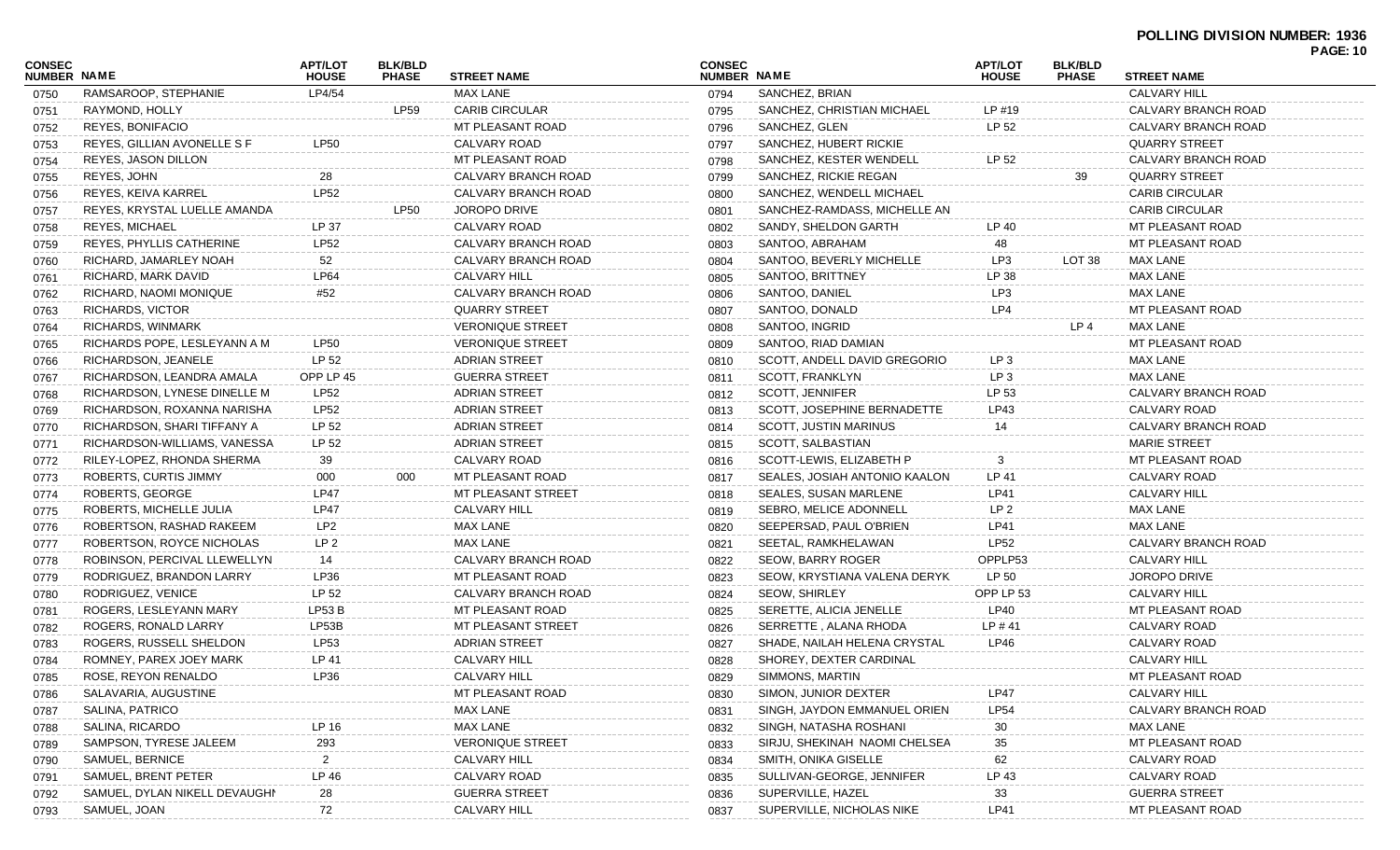**POLLING DIVISION NUMBER: 1936**

| CONSEC NUMBER | NAME | APT/LOT HOUSE | BLK/BLD PHASE | STREET NAME |
|---|---|---|---|---|
| 0750 | RAMSAROOP, STEPHANIE | LP4/54 | | MAX LANE |
| 0751 | RAYMOND, HOLLY | | LP59 | CARIB CIRCULAR |
| 0752 | REYES, BONIFACIO | | | MT PLEASANT ROAD |
| 0753 | REYES, GILLIAN AVONELLE S F | LP50 | | CALVARY ROAD |
| 0754 | REYES, JASON DILLON | | | MT PLEASANT ROAD |
| 0755 | REYES, JOHN | 28 | | CALVARY BRANCH ROAD |
| 0756 | REYES, KEIVA KARREL | LP52 | | CALVARY BRANCH ROAD |
| 0757 | REYES, KRYSTAL LUELLE AMANDA | | LP50 | JOROPO DRIVE |
| 0758 | REYES, MICHAEL | LP 37 | | CALVARY ROAD |
| 0759 | REYES, PHYLLIS CATHERINE | LP52 | | CALVARY BRANCH ROAD |
| 0760 | RICHARD, JAMARLEY NOAH | 52 | | CALVARY BRANCH ROAD |
| 0761 | RICHARD, MARK DAVID | LP64 | | CALVARY HILL |
| 0762 | RICHARD, NAOMI MONIQUE | #52 | | CALVARY BRANCH ROAD |
| 0763 | RICHARDS, VICTOR | | | QUARRY STREET |
| 0764 | RICHARDS, WINMARK | | | VERONIQUE STREET |
| 0765 | RICHARDS POPE, LESLEYANN A M | LP50 | | VERONIQUE STREET |
| 0766 | RICHARDSON, JEANELE | LP 52 | | ADRIAN STREET |
| 0767 | RICHARDSON, LEANDRA AMALA | OPP LP 45 | | GUERRA STREET |
| 0768 | RICHARDSON, LYNESE DINELLE M | LP52 | | ADRIAN STREET |
| 0769 | RICHARDSON, ROXANNA NARISHA | LP52 | | ADRIAN STREET |
| 0770 | RICHARDSON, SHARI TIFFANY A | LP 52 | | ADRIAN STREET |
| 0771 | RICHARDSON-WILLIAMS, VANESSA | LP 52 | | ADRIAN STREET |
| 0772 | RILEY-LOPEZ, RHONDA SHERMA | 39 | | CALVARY ROAD |
| 0773 | ROBERTS, CURTIS JIMMY | 000 | 000 | MT PLEASANT ROAD |
| 0774 | ROBERTS, GEORGE | LP47 | | MT PLEASANT STREET |
| 0775 | ROBERTS, MICHELLE JULIA | LP47 | | CALVARY HILL |
| 0776 | ROBERTSON, RASHAD RAKEEM | LP2 | | MAX LANE |
| 0777 | ROBERTSON, ROYCE NICHOLAS | LP 2 | | MAX LANE |
| 0778 | ROBINSON, PERCIVAL LLEWELLYN | 14 | | CALVARY BRANCH ROAD |
| 0779 | RODRIGUEZ, BRANDON LARRY | LP36 | | MT PLEASANT ROAD |
| 0780 | RODRIGUEZ, VENICE | LP 52 | | CALVARY BRANCH ROAD |
| 0781 | ROGERS, LESLEYANN MARY | LP53 B | | MT PLEASANT ROAD |
| 0782 | ROGERS, RONALD LARRY | LP53B | | MT PLEASANT STREET |
| 0783 | ROGERS, RUSSELL SHELDON | LP53 | | ADRIAN STREET |
| 0784 | ROMNEY, PAREX JOEY MARK | LP 41 | | CALVARY HILL |
| 0785 | ROSE, REYON RENALDO | LP36 | | CALVARY HILL |
| 0786 | SALAVARIA, AUGUSTINE | | | MT PLEASANT ROAD |
| 0787 | SALINA, PATRICO | | | MAX LANE |
| 0788 | SALINA, RICARDO | LP 16 | | MAX LANE |
| 0789 | SAMPSON, TYRESE JALEEM | 293 | | VERONIQUE STREET |
| 0790 | SAMUEL, BERNICE | 2 | | CALVARY HILL |
| 0791 | SAMUEL, BRENT PETER | LP 46 | | CALVARY ROAD |
| 0792 | SAMUEL, DYLAN NIKELL DEVAUGHN | 28 | | GUERRA STREET |
| 0793 | SAMUEL, JOAN | 72 | | CALVARY HILL |
| 0794 | SANCHEZ, BRIAN | | | CALVARY HILL |
| 0795 | SANCHEZ, CHRISTIAN MICHAEL | LP #19 | | CALVARY BRANCH ROAD |
| 0796 | SANCHEZ, GLEN | LP 52 | | CALVARY BRANCH ROAD |
| 0797 | SANCHEZ, HUBERT RICKIE | | | QUARRY STREET |
| 0798 | SANCHEZ, KESTER WENDELL | LP 52 | | CALVARY BRANCH ROAD |
| 0799 | SANCHEZ, RICKIE REGAN | | 39 | QUARRY STREET |
| 0800 | SANCHEZ, WENDELL MICHAEL | | | CARIB CIRCULAR |
| 0801 | SANCHEZ-RAMDASS, MICHELLE AN | | | CARIB CIRCULAR |
| 0802 | SANDY, SHELDON GARTH | LP 40 | | MT PLEASANT ROAD |
| 0803 | SANTOO, ABRAHAM | 48 | | MT PLEASANT ROAD |
| 0804 | SANTOO, BEVERLY MICHELLE | LP3 | LOT 38 | MAX LANE |
| 0805 | SANTOO, BRITTNEY | LP 38 | | MAX LANE |
| 0806 | SANTOO, DANIEL | LP3 | | MAX LANE |
| 0807 | SANTOO, DONALD | LP4 | | MT PLEASANT ROAD |
| 0808 | SANTOO, INGRID | | LP 4 | MAX LANE |
| 0809 | SANTOO, RIAD DAMIAN | | | MT PLEASANT ROAD |
| 0810 | SCOTT, ANDELL DAVID GREGORIO | LP 3 | | MAX LANE |
| 0811 | SCOTT, FRANKLYN | LP 3 | | MAX LANE |
| 0812 | SCOTT, JENNIFER | LP 53 | | CALVARY BRANCH ROAD |
| 0813 | SCOTT, JOSEPHINE BERNADETTE | LP43 | | CALVARY ROAD |
| 0814 | SCOTT, JUSTIN MARINUS | 14 | | CALVARY BRANCH ROAD |
| 0815 | SCOTT, SALBASTIAN | | | MARIE STREET |
| 0816 | SCOTT-LEWIS, ELIZABETH P | 3 | | MT PLEASANT ROAD |
| 0817 | SEALES, JOSIAH ANTONIO KAALON | LP 41 | | CALVARY ROAD |
| 0818 | SEALES, SUSAN MARLENE | LP41 | | CALVARY HILL |
| 0819 | SEBRO, MELICE ADONNELL | LP 2 | | MAX LANE |
| 0820 | SEEPERSAD, PAUL O'BRIEN | LP41 | | MAX LANE |
| 0821 | SEETAL, RAMKHELAWAN | LP52 | | CALVARY BRANCH ROAD |
| 0822 | SEOW, BARRY ROGER | OPPLP53 | | CALVARY HILL |
| 0823 | SEOW, KRYSTIANA VALENA DERYK | LP 50 | | JOROPO DRIVE |
| 0824 | SEOW, SHIRLEY | OPP LP 53 | | CALVARY HILL |
| 0825 | SERETTE, ALICIA JENELLE | LP40 | | MT PLEASANT ROAD |
| 0826 | SERRETTE , ALANA RHODA | LP # 41 | | CALVARY ROAD |
| 0827 | SHADE, NAILAH HELENA CRYSTAL | LP46 | | CALVARY ROAD |
| 0828 | SHOREY, DEXTER CARDINAL | | | CALVARY HILL |
| 0829 | SIMMONS, MARTIN | | | MT PLEASANT ROAD |
| 0830 | SIMON, JUNIOR DEXTER | LP47 | | CALVARY HILL |
| 0831 | SINGH, JAYDON EMMANUEL ORIEN | LP54 | | CALVARY BRANCH ROAD |
| 0832 | SINGH, NATASHA ROSHANI | 30 | | MAX LANE |
| 0833 | SIRJU, SHEKINAH NAOMI CHELSEA | 35 | | MT PLEASANT ROAD |
| 0834 | SMITH, ONIKA GISELLE | 62 | | CALVARY ROAD |
| 0835 | SULLIVAN-GEORGE, JENNIFER | LP 43 | | CALVARY ROAD |
| 0836 | SUPERVILLE, HAZEL | 33 | | GUERRA STREET |
| 0837 | SUPERVILLE, NICHOLAS NIKE | LP41 | | MT PLEASANT ROAD |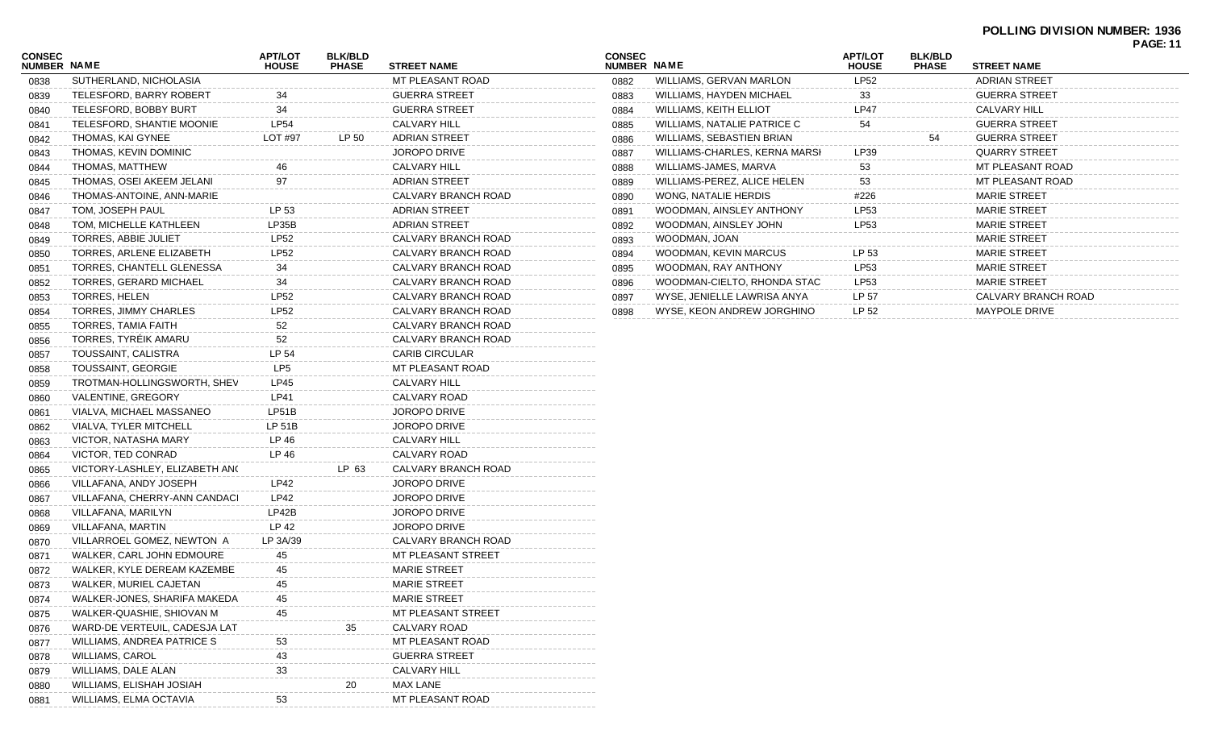**POLLING DIVISION NUMBER: 1936**

| CONSEC NUMBER | NAME | APT/LOT HOUSE | BLK/BLD PHASE | STREET NAME |
|---|---|---|---|---|
| 0838 | SUTHERLAND, NICHOLASIA | | | MT PLEASANT ROAD |
| 0839 | TELESFORD, BARRY ROBERT | 34 | | GUERRA STREET |
| 0840 | TELESFORD, BOBBY BURT | 34 | | GUERRA STREET |
| 0841 | TELESFORD, SHANTIE MOONIE | LP54 | | CALVARY HILL |
| 0842 | THOMAS, KAI GYNEE | LOT #97 | LP 50 | ADRIAN STREET |
| 0843 | THOMAS, KEVIN DOMINIC | | | JOROPO DRIVE |
| 0844 | THOMAS, MATTHEW | 46 | | CALVARY HILL |
| 0845 | THOMAS, OSEI AKEEM JELANI | 97 | | ADRIAN STREET |
| 0846 | THOMAS-ANTOINE, ANN-MARIE | | | CALVARY BRANCH ROAD |
| 0847 | TOM, JOSEPH PAUL | LP 53 | | ADRIAN STREET |
| 0848 | TOM, MICHELLE KATHLEEN | LP35B | | ADRIAN STREET |
| 0849 | TORRES, ABBIE JULIET | LP52 | | CALVARY BRANCH ROAD |
| 0850 | TORRES, ARLENE ELIZABETH | LP52 | | CALVARY BRANCH ROAD |
| 0851 | TORRES, CHANTELL GLENESSA | 34 | | CALVARY BRANCH ROAD |
| 0852 | TORRES, GERARD MICHAEL | 34 | | CALVARY BRANCH ROAD |
| 0853 | TORRES, HELEN | LP52 | | CALVARY BRANCH ROAD |
| 0854 | TORRES, JIMMY CHARLES | LP52 | | CALVARY BRANCH ROAD |
| 0855 | TORRES, TAMIA FAITH | 52 | | CALVARY BRANCH ROAD |
| 0856 | TORRES, TYRÉIK AMARU | 52 | | CALVARY BRANCH ROAD |
| 0857 | TOUSSAINT, CALISTRA | LP 54 | | CARIB CIRCULAR |
| 0858 | TOUSSAINT, GEORGIE | LP5 | | MT PLEASANT ROAD |
| 0859 | TROTMAN-HOLLINGSWORTH, SHEV | LP45 | | CALVARY HILL |
| 0860 | VALENTINE, GREGORY | LP41 | | CALVARY ROAD |
| 0861 | VIALVA, MICHAEL MASSANEO | LP51B | | JOROPO DRIVE |
| 0862 | VIALVA, TYLER MITCHELL | LP 51B | | JOROPO DRIVE |
| 0863 | VICTOR, NATASHA MARY | LP 46 | | CALVARY HILL |
| 0864 | VICTOR, TED CONRAD | LP 46 | | CALVARY ROAD |
| 0865 | VICTORY-LASHLEY, ELIZABETH AN( | | LP 63 | CALVARY BRANCH ROAD |
| 0866 | VILLAFANA, ANDY JOSEPH | LP42 | | JOROPO DRIVE |
| 0867 | VILLAFANA, CHERRY-ANN CANDACI | LP42 | | JOROPO DRIVE |
| 0868 | VILLAFANA, MARILYN | LP42B | | JOROPO DRIVE |
| 0869 | VILLAFANA, MARTIN | LP 42 | | JOROPO DRIVE |
| 0870 | VILLARROEL GOMEZ, NEWTON A | LP 3A/39 | | CALVARY BRANCH ROAD |
| 0871 | WALKER, CARL JOHN EDMOURE | 45 | | MT PLEASANT STREET |
| 0872 | WALKER, KYLE DEREAM KAZEMBE | 45 | | MARIE STREET |
| 0873 | WALKER, MURIEL CAJETAN | 45 | | MARIE STREET |
| 0874 | WALKER-JONES, SHARIFA MAKEDA | 45 | | MARIE STREET |
| 0875 | WALKER-QUASHIE, SHIOVAN M | 45 | | MT PLEASANT STREET |
| 0876 | WARD-DE VERTEUIL, CADESJA LAT | | 35 | CALVARY ROAD |
| 0877 | WILLIAMS, ANDREA PATRICE S | 53 | | MT PLEASANT ROAD |
| 0878 | WILLIAMS, CAROL | 43 | | GUERRA STREET |
| 0879 | WILLIAMS, DALE ALAN | 33 | | CALVARY HILL |
| 0880 | WILLIAMS, ELISHAH JOSIAH | | 20 | MAX LANE |
| 0881 | WILLIAMS, ELMA OCTAVIA | 53 | | MT PLEASANT ROAD |
| 0882 | WILLIAMS, GERVAN MARLON | LP52 | | ADRIAN STREET |
| 0883 | WILLIAMS, HAYDEN MICHAEL | 33 | | GUERRA STREET |
| 0884 | WILLIAMS, KEITH ELLIOT | LP47 | | CALVARY HILL |
| 0885 | WILLIAMS, NATALIE PATRICE C | 54 | | GUERRA STREET |
| 0886 | WILLIAMS, SEBASTIEN BRIAN | | 54 | GUERRA STREET |
| 0887 | WILLIAMS-CHARLES, KERNA MARSI | LP39 | | QUARRY STREET |
| 0888 | WILLIAMS-JAMES, MARVA | 53 | | MT PLEASANT ROAD |
| 0889 | WILLIAMS-PEREZ, ALICE HELEN | 53 | | MT PLEASANT ROAD |
| 0890 | WONG, NATALIE HERDIS | #226 | | MARIE STREET |
| 0891 | WOODMAN, AINSLEY ANTHONY | LP53 | | MARIE STREET |
| 0892 | WOODMAN, AINSLEY JOHN | LP53 | | MARIE STREET |
| 0893 | WOODMAN, JOAN | | | MARIE STREET |
| 0894 | WOODMAN, KEVIN MARCUS | LP 53 | | MARIE STREET |
| 0895 | WOODMAN, RAY ANTHONY | LP53 | | MARIE STREET |
| 0896 | WOODMAN-CIELTO, RHONDA STAC | LP53 | | MARIE STREET |
| 0897 | WYSE, JENIELLE LAWRISA ANYA | LP 57 | | CALVARY BRANCH ROAD |
| 0898 | WYSE, KEON ANDREW JORGHINO | LP 52 | | MAYPOLE DRIVE |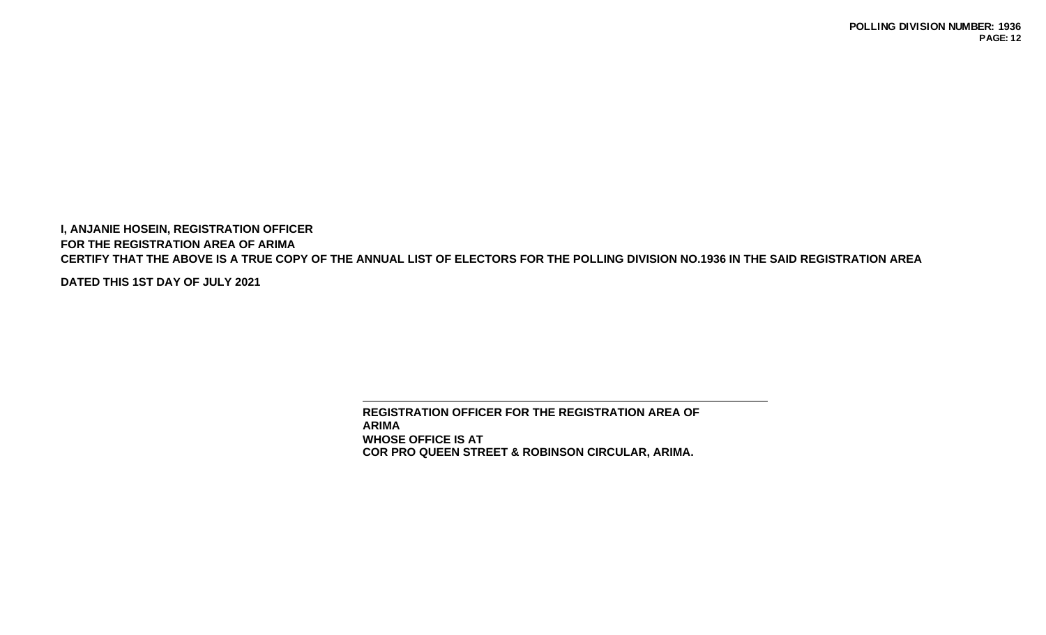**I, ANJANIE HOSEIN, REGISTRATION OFFICER**
**FOR THE REGISTRATION AREA OF ARIMA**
**CERTIFY THAT THE ABOVE IS A TRUE COPY OF THE ANNUAL LIST OF ELECTORS FOR THE POLLING DIVISION NO.1936 IN THE SAID REGISTRATION AREA**

**DATED THIS 1ST DAY OF JULY 2021**

---

**REGISTRATION OFFICER FOR THE REGISTRATION AREA OF ARIMA**
**WHOSE OFFICE IS AT**
**COR PRO QUEEN STREET & ROBINSON CIRCULAR, ARIMA.**